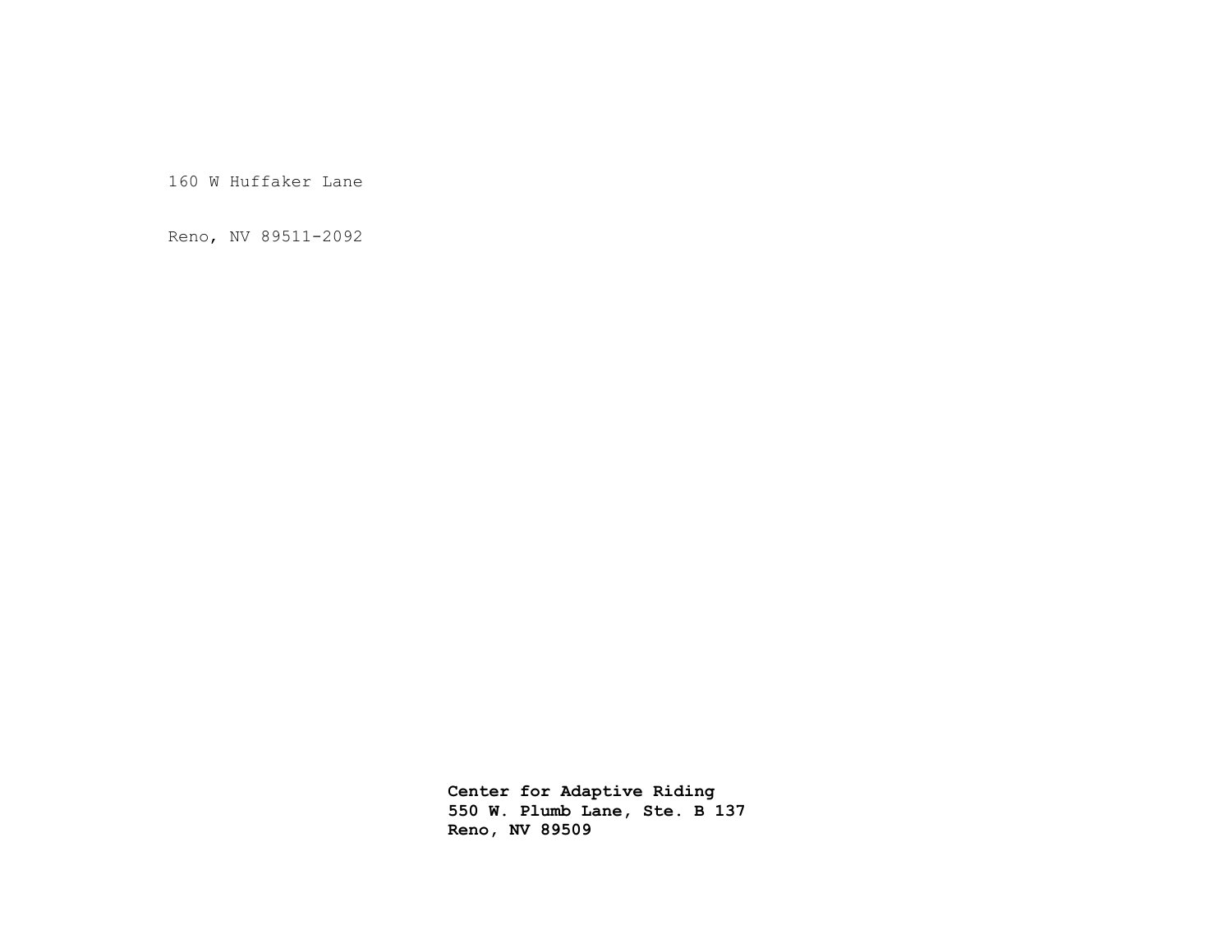160 W Huffaker Lane

Reno, NV 89511-2092

**Center for Adaptive Riding**
**550 W. Plumb Lane, Ste. B 137**
**Reno, NV 89509**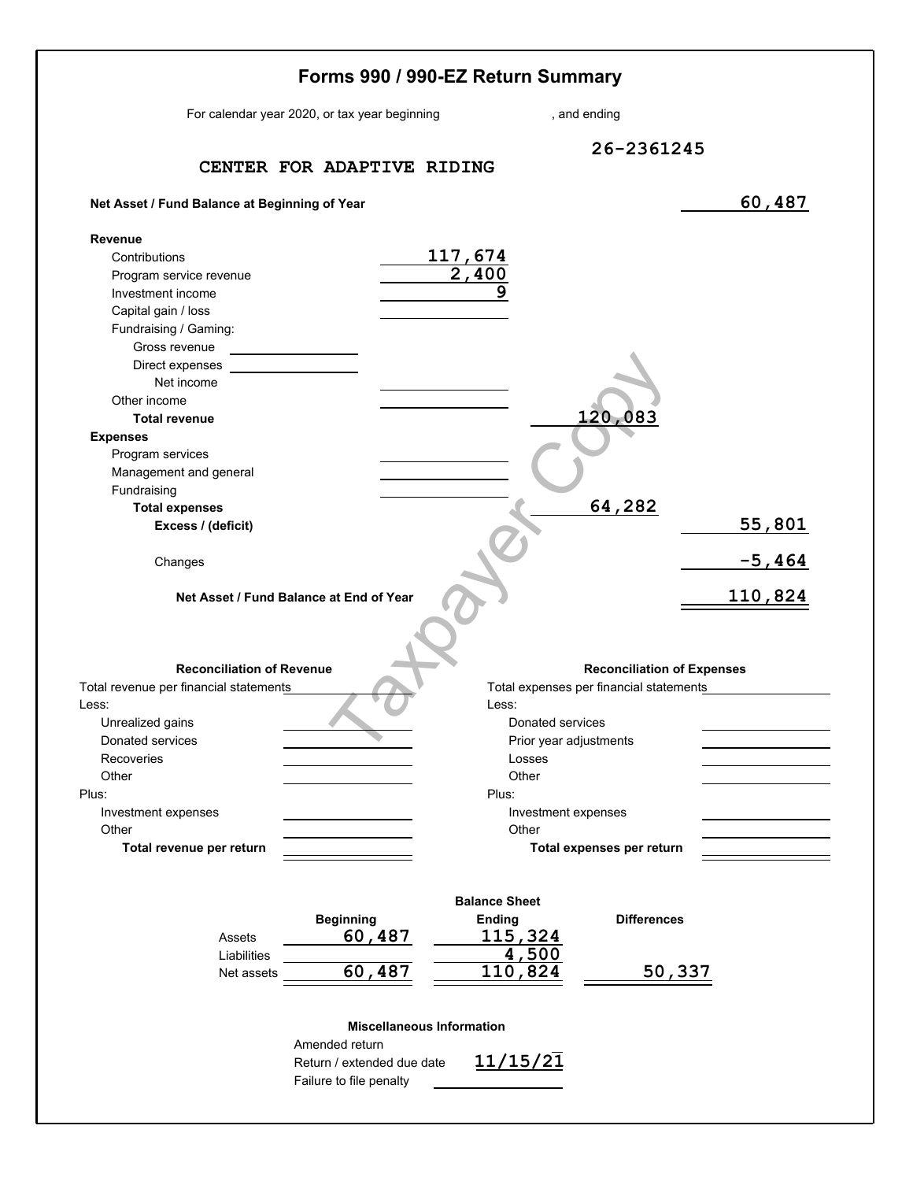# Forms 990 / 990-EZ Return Summary

For calendar year 2020, or tax year beginning , and ending

**CENTER FOR ADAPTIVE RIDING** — 26-2361245

| | | | |
|---|---|---|---|
| **Net Asset / Fund Balance at Beginning of Year** | | | 60,487 |
| **Revenue** | | | |
| Contributions | 117,674 | | |
| Program service revenue | 2,400 | | |
| Investment income | 9 | | |
| Capital gain / loss | | | |
| Fundraising / Gaming: | | | |
| Gross revenue | | | |
| Direct expenses | | | |
| Net income | | | |
| Other income | | | |
| **Total revenue** | | 120,083 | |
| **Expenses** | | | |
| Program services | | | |
| Management and general | | | |
| Fundraising | | | |
| **Total expenses** | | 64,282 | |
| **Excess / (deficit)** | | | 55,801 |
| Changes | | | -5,464 |
| **Net Asset / Fund Balance at End of Year** | | | 110,824 |

| **Reconciliation of Revenue** | | **Reconciliation of Expenses** | |
|---|---|---|---|
| Total revenue per financial statements | | Total expenses per financial statements | |
| Less: | | Less: | |
| Unrealized gains | | Donated services | |
| Donated services | | Prior year adjustments | |
| Recoveries | | Losses | |
| Other | | Other | |
| Plus: | | Plus: | |
| Investment expenses | | Investment expenses | |
| Other | | Other | |
| **Total revenue per return** | | **Total expenses per return** | |

**Balance Sheet**

| | Beginning | Ending | Differences |
|---|---|---|---|
| Assets | 60,487 | 115,324 | |
| Liabilities | | 4,500 | |
| Net assets | 60,487 | 110,824 | 50,337 |

**Miscellaneous Information**

| | |
|---|---|
| Amended return | |
| Return / extended due date | 11/15/21 |
| Failure to file penalty | |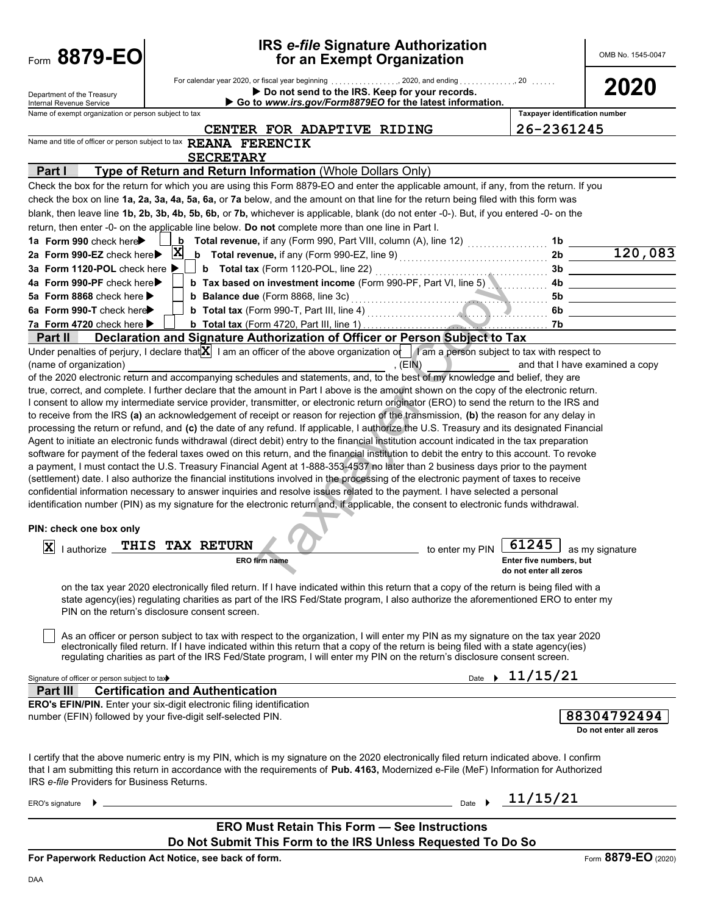# Form 8879-EO

## IRS *e-file* Signature Authorization for an Exempt Organization

OMB No. 1545-0047

**2020**

Department of the Treasury
Internal Revenue Service

For calendar year 2020, or fiscal year beginning ................, 2020, and ending ............., 20 ......

▶ **Do not send to the IRS. Keep for your records.**

▶ **Go to *www.irs.gov/Form8879EO* for the latest information.**

Name of exempt organization or person subject to tax: CENTER FOR ADAPTIVE RIDING

Taxpayer identification number: 26-2361245

Name and title of officer or person subject to tax: REANA FERENCIK, SECRETARY

### Part I — Type of Return and Return Information (Whole Dollars Only)

Check the box for the return for which you are using this Form 8879-EO and enter the applicable amount, if any, from the return. If you check the box on line **1a, 2a, 3a, 4a, 5a, 6a,** or **7a** below, and the amount on that line for the return being filed with this form was blank, then leave line **1b, 2b, 3b, 4b, 5b, 6b,** or **7b,** whichever is applicable, blank (do not enter -0-). But, if you entered -0- on the return, then enter -0- on the applicable line below. **Do not** complete more than one line in Part I.

| | | | |
|---|---|---|---|
| **1a Form 990** check here ▶ ☐ | **b Total revenue,** if any (Form 990, Part VIII, column (A), line 12) | 1b | |
| **2a Form 990-EZ** check here ▶ ☒ | **b Total revenue,** if any (Form 990-EZ, line 9) | 2b | 120,083 |
| **3a Form 1120-POL** check here ▶ ☐ | **b Total tax** (Form 1120-POL, line 22) | 3b | |
| **4a Form 990-PF** check here ▶ ☐ | **b Tax based on investment income** (Form 990-PF, Part VI, line 5) | 4b | |
| **5a Form 8868** check here ▶ ☐ | **b Balance due** (Form 8868, line 3c) | 5b | |
| **6a Form 990-T** check here ▶ ☐ | **b Total tax** (Form 990-T, Part III, line 4) | 6b | |
| **7a Form 4720** check here ▶ ☐ | **b Total tax** (Form 4720, Part III, line 1) | 7b | |

### Part II — Declaration and Signature Authorization of Officer or Person Subject to Tax

Under penalties of perjury, I declare that ☒ I am an officer of the above organization or ☐ I am a person subject to tax with respect to (name of organization) ______________________, (EIN) ____________ and that I have examined a copy of the 2020 electronic return and accompanying schedules and statements, and, to the best of my knowledge and belief, they are true, correct, and complete. I further declare that the amount in Part I above is the amount shown on the copy of the electronic return. I consent to allow my intermediate service provider, transmitter, or electronic return originator (ERO) to send the return to the IRS and to receive from the IRS **(a)** an acknowledgement of receipt or reason for rejection of the transmission, **(b)** the reason for any delay in processing the return or refund, and **(c)** the date of any refund. If applicable, I authorize the U.S. Treasury and its designated Financial Agent to initiate an electronic funds withdrawal (direct debit) entry to the financial institution account indicated in the tax preparation software for payment of the federal taxes owed on this return, and the financial institution to debit the entry to this account. To revoke a payment, I must contact the U.S. Treasury Financial Agent at 1-888-353-4537 no later than 2 business days prior to the payment (settlement) date. I also authorize the financial institutions involved in the processing of the electronic payment of taxes to receive confidential information necessary to answer inquiries and resolve issues related to the payment. I have selected a personal identification number (PIN) as my signature for the electronic return and, if applicable, the consent to electronic funds withdrawal.

**PIN: check one box only**

☒ I authorize THIS TAX RETURN (ERO firm name) to enter my PIN **61245** (Enter five numbers, but do not enter all zeros) as my signature on the tax year 2020 electronically filed return. If I have indicated within this return that a copy of the return is being filed with a state agency(ies) regulating charities as part of the IRS Fed/State program, I also authorize the aforementioned ERO to enter my PIN on the return's disclosure consent screen.

☐ As an officer or person subject to tax with respect to the organization, I will enter my PIN as my signature on the tax year 2020 electronically filed return. If I have indicated within this return that a copy of the return is being filed with a state agency(ies) regulating charities as part of the IRS Fed/State program, I will enter my PIN on the return's disclosure consent screen.

Signature of officer or person subject to tax ▶ ____________ Date ▶ 11/15/21

### Part III — Certification and Authentication

**ERO's EFIN/PIN.** Enter your six-digit electronic filing identification number (EFIN) followed by your five-digit self-selected PIN. **88304792494** (Do not enter all zeros)

I certify that the above numeric entry is my PIN, which is my signature on the 2020 electronically filed return indicated above. I confirm that I am submitting this return in accordance with the requirements of **Pub. 4163,** Modernized e-File (MeF) Information for Authorized IRS *e-file* Providers for Business Returns.

ERO's signature ▶ ____________ Date ▶ 11/15/21

**ERO Must Retain This Form — See Instructions**

**Do Not Submit This Form to the IRS Unless Requested To Do So**

**For Paperwork Reduction Act Notice, see back of form.** Form **8879-EO** (2020)

DAA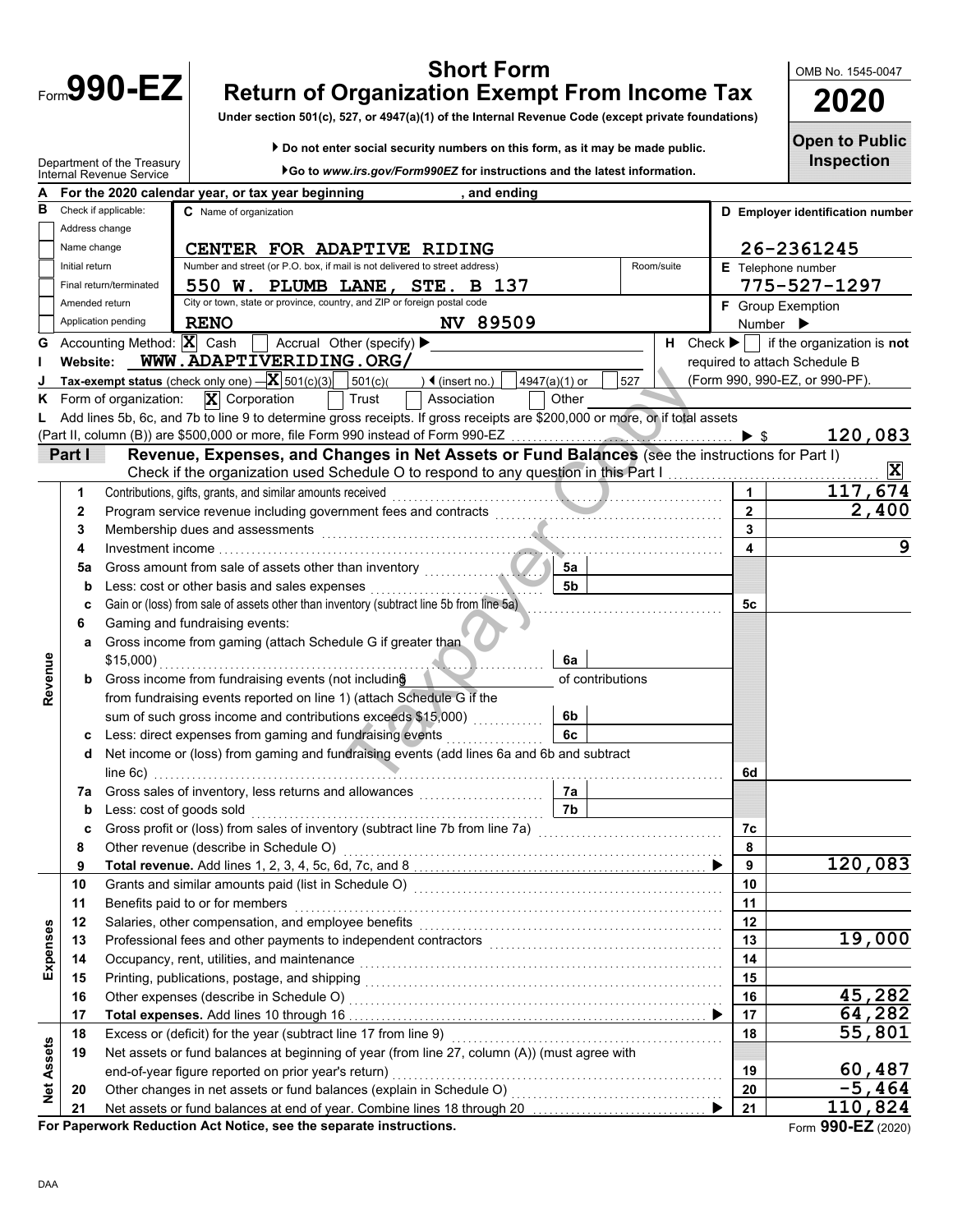# Form 990-EZ

## Short Form Return of Organization Exempt From Income Tax

**Under section 501(c), 527, or 4947(a)(1) of the Internal Revenue Code (except private foundations)**

▶ **Do not enter social security numbers on this form, as it may be made public.**

▶ **Go to www.irs.gov/Form990EZ for instructions and the latest information.**

OMB No. 1545-0047

**2020**

**Open to Public Inspection**

Department of the Treasury
Internal Revenue Service

**A** For the 2020 calendar year, or tax year beginning , and ending

**B** Check if applicable:
- Address change
- Name change
- Initial return
- Final return/terminated
- Amended return
- Application pending

**C** Name of organization: CENTER FOR ADAPTIVE RIDING

Number and street (or P.O. box, if mail is not delivered to street address) / Room/suite: 550 W. PLUMB LANE, STE. B 137

City or town, state or province, country, and ZIP or foreign postal code: RENO NV 89509

**D Employer identification number:** 26-2361245

**E** Telephone number: 775-527-1297

**F** Group Exemption Number ▶

**G** Accounting Method: [X] Cash [ ] Accrual Other (specify) ▶

**H** Check ▶ [ ] if the organization is **not** required to attach Schedule B (Form 990, 990-EZ, or 990-PF).

**I** Website: WWW.ADAPTIVERIDING.ORG/

**J** Tax-exempt status (check only one) — [X] 501(c)(3) [ ] 501(c)( ) ◀ (insert no.) [ ] 4947(a)(1) or [ ] 527

**K** Form of organization: [X] Corporation [ ] Trust [ ] Association [ ] Other

**L** Add lines 5b, 6c, and 7b to line 9 to determine gross receipts. If gross receipts are $200,000 or more, or if total assets (Part II, column (B)) are $500,000 or more, file Form 990 instead of Form 990-EZ ▶ $ 120,083

## Part I — Revenue, Expenses, and Changes in Net Assets or Fund Balances (see the instructions for Part I)

Check if the organization used Schedule O to respond to any question in this Part I [X]

| Section | Line | Description | | Line | Amount |
|---|---|---|---|---|---|
| Revenue | 1 | Contributions, gifts, grants, and similar amounts received | | 1 | 117,674 |
| | 2 | Program service revenue including government fees and contracts | | 2 | 2,400 |
| | 3 | Membership dues and assessments | | 3 | |
| | 4 | Investment income | | 4 | 9 |
| | 5a | Gross amount from sale of assets other than inventory | 5a | | |
| | b | Less: cost or other basis and sales expenses | 5b | | |
| | c | Gain or (loss) from sale of assets other than inventory (subtract line 5b from line 5a) | | 5c | |
| | 6 | Gaming and fundraising events: | | | |
| | a | Gross income from gaming (attach Schedule G if greater than $15,000) | 6a | | |
| | b | Gross income from fundraising events (not including $ of contributions from fundraising events reported on line 1) (attach Schedule G if the sum of such gross income and contributions exceeds $15,000) | 6b | | |
| | c | Less: direct expenses from gaming and fundraising events | 6c | | |
| | d | Net income or (loss) from gaming and fundraising events (add lines 6a and 6b and subtract line 6c) | | 6d | |
| | 7a | Gross sales of inventory, less returns and allowances | 7a | | |
| | b | Less: cost of goods sold | 7b | | |
| | c | Gross profit or (loss) from sales of inventory (subtract line 7b from line 7a) | | 7c | |
| | 8 | Other revenue (describe in Schedule O) | | 8 | |
| | 9 | **Total revenue.** Add lines 1, 2, 3, 4, 5c, 6d, 7c, and 8 ▶ | | 9 | 120,083 |
| Expenses | 10 | Grants and similar amounts paid (list in Schedule O) | | 10 | |
| | 11 | Benefits paid to or for members | | 11 | |
| | 12 | Salaries, other compensation, and employee benefits | | 12 | |
| | 13 | Professional fees and other payments to independent contractors | | 13 | 19,000 |
| | 14 | Occupancy, rent, utilities, and maintenance | | 14 | |
| | 15 | Printing, publications, postage, and shipping | | 15 | |
| | 16 | Other expenses (describe in Schedule O) | | 16 | 45,282 |
| | 17 | **Total expenses.** Add lines 10 through 16 ▶ | | 17 | 64,282 |
| Net Assets | 18 | Excess or (deficit) for the year (subtract line 17 from line 9) | | 18 | 55,801 |
| | 19 | Net assets or fund balances at beginning of year (from line 27, column (A)) (must agree with end-of-year figure reported on prior year's return) | | 19 | 60,487 |
| | 20 | Other changes in net assets or fund balances (explain in Schedule O) | | 20 | -5,464 |
| | 21 | Net assets or fund balances at end of year. Combine lines 18 through 20 ▶ | | 21 | 110,824 |

**For Paperwork Reduction Act Notice, see the separate instructions.**

Form **990-EZ** (2020)

DAA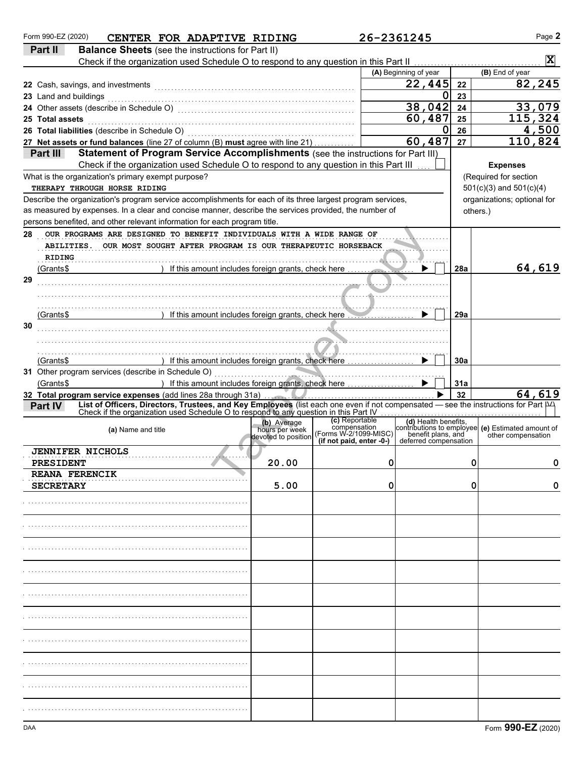Form 990-EZ (2020) **CENTER FOR ADAPTIVE RIDING** **26-2361245** Page **2**

## Part II Balance Sheets (see the instructions for Part II)

Check if the organization used Schedule O to respond to any question in this Part II .......... **X**

| | (A) Beginning of year | | (B) End of year |
|---|---|---|---|
| 22 Cash, savings, and investments | 22,445 | 22 | 82,245 |
| 23 Land and buildings | 0 | 23 | |
| 24 Other assets (describe in Schedule O) | 38,042 | 24 | 33,079 |
| 25 Total assets | 60,487 | 25 | 115,324 |
| 26 Total liabilities (describe in Schedule O) | 0 | 26 | 4,500 |
| 27 Net assets or fund balances (line 27 of column (B) must agree with line 21) | 60,487 | 27 | 110,824 |

## Part III Statement of Program Service Accomplishments (see the instructions for Part III)

Check if the organization used Schedule O to respond to any question in this Part III ☐

What is the organization's primary exempt purpose?

THERAPY THROUGH HORSE RIDING

Describe the organization's program service accomplishments for each of its three largest program services, as measured by expenses. In a clear and concise manner, describe the services provided, the number of persons benefited, and other relevant information for each program title.

**Expenses** (Required for section 501(c)(3) and 501(c)(4) organizations; optional for others.)

| | | | Expenses |
|---|---|---|---|
| 28 | OUR PROGRAMS ARE DESIGNED TO BENEFIT INDIVIDUALS WITH A WIDE RANGE OF ABILITIES. OUR MOST SOUGHT AFTER PROGRAM IS OUR THERAPEUTIC HORSEBACK RIDING<br>(Grants$ ) If this amount includes foreign grants, check here ☐ | 28a | 64,619 |
| 29 | (Grants$ ) If this amount includes foreign grants, check here ☐ | 29a | |
| 30 | (Grants$ ) If this amount includes foreign grants, check here ☐ | 30a | |
| 31 | Other program services (describe in Schedule O)<br>(Grants$ ) If this amount includes foreign grants, check here ☐ | 31a | |
| 32 | **Total program service expenses** (add lines 28a through 31a) | 32 | 64,619 |

## Part IV List of Officers, Directors, Trustees, and Key Employees (list each one even if not compensated — see the instructions for Part IV)

Check if the organization used Schedule O to respond to any question in this Part IV ☐

| (a) Name and title | (b) Average hours per week devoted to position | (c) Reportable compensation (Forms W-2/1099-MISC) (if not paid, enter -0-) | (d) Health benefits, contributions to employee benefit plans, and deferred compensation | (e) Estimated amount of other compensation |
|---|---|---|---|---|
| JENNIFER NICHOLS<br>PRESIDENT | 20.00 | 0 | 0 | 0 |
| REANA FERENCIK<br>SECRETARY | 5.00 | 0 | 0 | 0 |

DAA Form **990-EZ** (2020)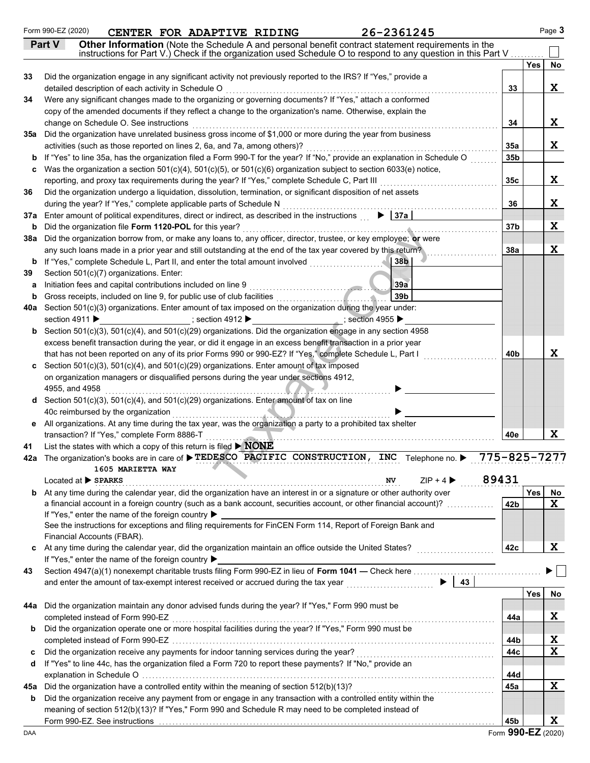Form 990-EZ (2020) **CENTER FOR ADAPTIVE RIDING** **26-2361245**

## Part V Other Information

(Note the Schedule A and personal benefit contract statement requirements in the instructions for Part V.) Check if the organization used Schedule O to respond to any question in this Part V . . . . . . . . . ☐

| | | | Yes | No |
|---|---|---|---|---|
| **33** | Did the organization engage in any significant activity not previously reported to the IRS? If "Yes," provide a detailed description of each activity in Schedule O | **33** | | **X** |
| **34** | Were any significant changes made to the organizing or governing documents? If "Yes," attach a conformed copy of the amended documents if they reflect a change to the organization's name. Otherwise, explain the change on Schedule O. See instructions | **34** | | **X** |
| **35a** | Did the organization have unrelated business gross income of $1,000 or more during the year from business activities (such as those reported on lines 2, 6a, and 7a, among others)? | **35a** | | **X** |
| **b** | If "Yes" to line 35a, has the organization filed a Form 990-T for the year? If "No," provide an explanation in Schedule O | **35b** | | |
| **c** | Was the organization a section 501(c)(4), 501(c)(5), or 501(c)(6) organization subject to section 6033(e) notice, reporting, and proxy tax requirements during the year? If "Yes," complete Schedule C, Part III | **35c** | | **X** |
| **36** | Did the organization undergo a liquidation, dissolution, termination, or significant disposition of net assets during the year? If "Yes," complete applicable parts of Schedule N | **36** | | **X** |
| **37a** | Enter amount of political expenditures, direct or indirect, as described in the instructions ▶ **37a** | | | |
| **b** | Did the organization file **Form 1120-POL** for this year? | **37b** | | **X** |
| **38a** | Did the organization borrow from, or make any loans to, any officer, director, trustee, or key employee; **or** were any such loans made in a prior year and still outstanding at the end of the tax year covered by this return? | **38a** | | **X** |
| **b** | If "Yes," complete Schedule L, Part II, and enter the total amount involved **38b** | | | |
| **39** | Section 501(c)(7) organizations. Enter: | | | |
| **a** | Initiation fees and capital contributions included on line 9 **39a** | | | |
| **b** | Gross receipts, included on line 9, for public use of club facilities **39b** | | | |
| **40a** | Section 501(c)(3) organizations. Enter amount of tax imposed on the organization during the year under: section 4911 ▶ ______ ; section 4912 ▶ ______ ; section 4955 ▶ ______ | | | |
| **b** | Section 501(c)(3), 501(c)(4), and 501(c)(29) organizations. Did the organization engage in any section 4958 excess benefit transaction during the year, or did it engage in an excess benefit transaction in a prior year that has not been reported on any of its prior Forms 990 or 990-EZ? If "Yes," complete Schedule L, Part I | **40b** | | **X** |
| **c** | Section 501(c)(3), 501(c)(4), and 501(c)(29) organizations. Enter amount of tax imposed on organization managers or disqualified persons during the year under sections 4912, 4955, and 4958 ▶ | | | |
| **d** | Section 501(c)(3), 501(c)(4), and 501(c)(29) organizations. Enter amount of tax on line 40c reimbursed by the organization ▶ | | | |
| **e** | All organizations. At any time during the tax year, was the organization a party to a prohibited tax shelter transaction? If "Yes," complete Form 8886-T | **40e** | | **X** |

**41** List the states with which a copy of this return is filed ▶ **NONE**

**42a** The organization's books are in care of ▶ **TEDESCO PACIFIC CONSTRUCTION, INC** Telephone no. ▶ **775-825-7277**
**1605 MARIETTA WAY**
Located at ▶ **SPARKS** **NV** ZIP + 4 ▶ **89431**

| | | | Yes | No |
|---|---|---|---|---|
| **b** | At any time during the calendar year, did the organization have an interest in or a signature or other authority over a financial account in a foreign country (such as a bank account, securities account, or other financial account)? If "Yes," enter the name of the foreign country ▶ See the instructions for exceptions and filing requirements for FinCEN Form 114, Report of Foreign Bank and Financial Accounts (FBAR). | **42b** | | **X** |
| **c** | At any time during the calendar year, did the organization maintain an office outside the United States? If "Yes," enter the name of the foreign country ▶ | **42c** | | **X** |

**43** Section 4947(a)(1) nonexempt charitable trusts filing Form 990-EZ in lieu of **Form 1041** — Check here ▶ ☐
and enter the amount of tax-exempt interest received or accrued during the tax year ▶ **43**

| | | | Yes | No |
|---|---|---|---|---|
| **44a** | Did the organization maintain any donor advised funds during the year? If "Yes," Form 990 must be completed instead of Form 990-EZ | **44a** | | **X** |
| **b** | Did the organization operate one or more hospital facilities during the year? If "Yes," Form 990 must be completed instead of Form 990-EZ | **44b** | | **X** |
| **c** | Did the organization receive any payments for indoor tanning services during the year? | **44c** | | **X** |
| **d** | If "Yes" to line 44c, has the organization filed a Form 720 to report these payments? If "No," provide an explanation in Schedule O | **44d** | | |
| **45a** | Did the organization have a controlled entity within the meaning of section 512(b)(13)? | **45a** | | **X** |
| **b** | Did the organization receive any payment from or engage in any transaction with a controlled entity within the meaning of section 512(b)(13)? If "Yes," Form 990 and Schedule R may need to be completed instead of Form 990-EZ. See instructions | **45b** | | **X** |

Form **990-EZ** (2020)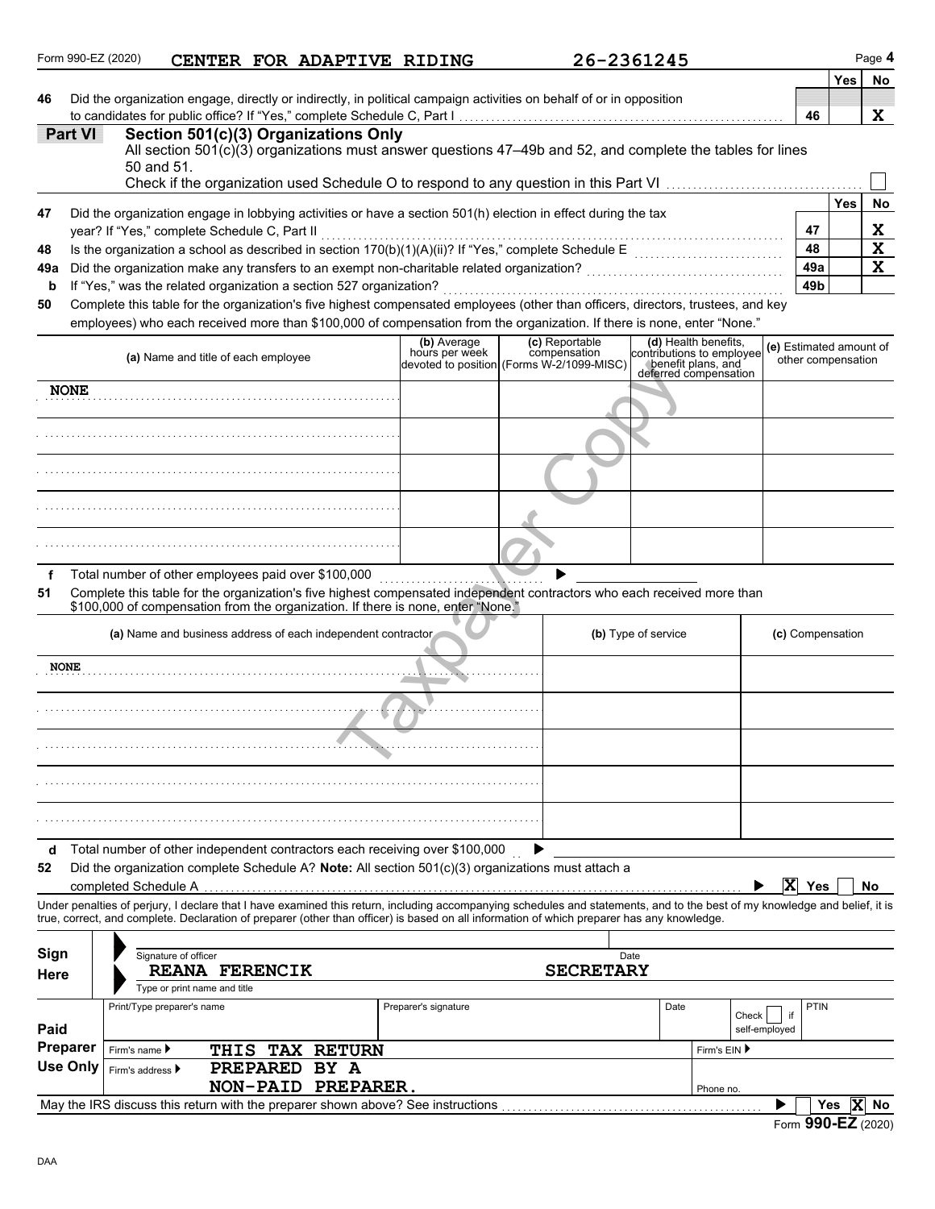Form 990-EZ (2020) **CENTER FOR ADAPTIVE RIDING** **26-2361245** Page **4**

| | | | Yes | No |
|---|---|---|---|---|
| **46** | Did the organization engage, directly or indirectly, in political campaign activities on behalf of or in opposition to candidates for public office? If "Yes," complete Schedule C, Part I | **46** | | **X** |

## Part VI Section 501(c)(3) Organizations Only

All section 501(c)(3) organizations must answer questions 47–49b and 52, and complete the tables for lines 50 and 51.

Check if the organization used Schedule O to respond to any question in this Part VI ☐

| | | | Yes | No |
|---|---|---|---|---|
| **47** | Did the organization engage in lobbying activities or have a section 501(h) election in effect during the tax year? If "Yes," complete Schedule C, Part II | **47** | | **X** |
| **48** | Is the organization a school as described in section 170(b)(1)(A)(ii)? If "Yes," complete Schedule E | **48** | | **X** |
| **49a** | Did the organization make any transfers to an exempt non-charitable related organization? | **49a** | | **X** |
| **b** | If "Yes," was the related organization a section 527 organization? | **49b** | | |

**50** Complete this table for the organization's five highest compensated employees (other than officers, directors, trustees, and key employees) who each received more than $100,000 of compensation from the organization. If there is none, enter "None."

| (a) Name and title of each employee | (b) Average hours per week devoted to position | (c) Reportable compensation (Forms W-2/1099-MISC) | (d) Health benefits, contributions to employee benefit plans, and deferred compensation | (e) Estimated amount of other compensation |
|---|---|---|---|---|
| NONE | | | | |
| | | | | |
| | | | | |
| | | | | |
| | | | | |

**f** Total number of other employees paid over $100,000 ▶

**51** Complete this table for the organization's five highest compensated independent contractors who each received more than $100,000 of compensation from the organization. If there is none, enter "None."

| (a) Name and business address of each independent contractor | (b) Type of service | (c) Compensation |
|---|---|---|
| NONE | | |
| | | |
| | | |
| | | |
| | | |

**d** Total number of other independent contractors each receiving over $100,000 ▶

**52** Did the organization complete Schedule A? **Note:** All section 501(c)(3) organizations must attach a completed Schedule A ▶ ☒ Yes ☐ No

Under penalties of perjury, I declare that I have examined this return, including accompanying schedules and statements, and to the best of my knowledge and belief, it is true, correct, and complete. Declaration of preparer (other than officer) is based on all information of which preparer has any knowledge.

**Sign Here**

Signature of officer | Date

**REANA FERENCIK** **SECRETARY**

Type or print name and title

**Paid Preparer Use Only**

| Print/Type preparer's name | Preparer's signature | Date | Check ☐ if self-employed | PTIN |
|---|---|---|---|---|
| Firm's name ▶ **THIS TAX RETURN** | | | Firm's EIN ▶ | |
| Firm's address ▶ **PREPARED BY A NON-PAID PREPARER.** | | | Phone no. | |

May the IRS discuss this return with the preparer shown above? See instructions ▶ ☐ Yes ☒ No

Form **990-EZ** (2020)

DAA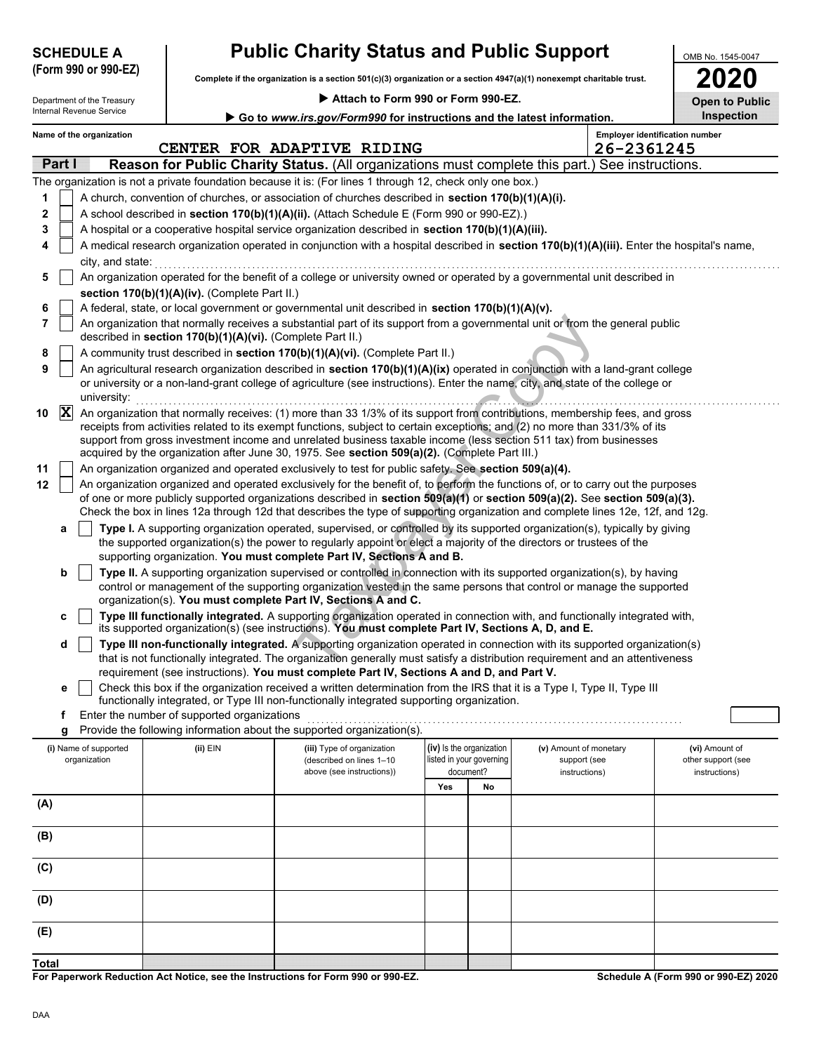**SCHEDULE A (Form 990 or 990-EZ)**

Department of the Treasury
Internal Revenue Service

# Public Charity Status and Public Support

**Complete if the organization is a section 501(c)(3) organization or a section 4947(a)(1) nonexempt charitable trust.**

▶ **Attach to Form 990 or Form 990-EZ.**

▶ **Go to *www.irs.gov/Form990* for instructions and the latest information.**

OMB No. 1545-0047

**2020**

**Open to Public Inspection**

**Name of the organization:** CENTER FOR ADAPTIVE RIDING

**Employer identification number:** 26-2361245

## Part I — Reason for Public Charity Status. (All organizations must complete this part.) See instructions.

The organization is not a private foundation because it is: (For lines 1 through 12, check only one box.)

1. [ ] A church, convention of churches, or association of churches described in **section 170(b)(1)(A)(i).**
2. [ ] A school described in **section 170(b)(1)(A)(ii).** (Attach Schedule E (Form 990 or 990-EZ).)
3. [ ] A hospital or a cooperative hospital service organization described in **section 170(b)(1)(A)(iii).**
4. [ ] A medical research organization operated in conjunction with a hospital described in **section 170(b)(1)(A)(iii).** Enter the hospital's name, city, and state:
5. [ ] An organization operated for the benefit of a college or university owned or operated by a governmental unit described in **section 170(b)(1)(A)(iv).** (Complete Part II.)
6. [ ] A federal, state, or local government or governmental unit described in **section 170(b)(1)(A)(v).**
7. [ ] An organization that normally receives a substantial part of its support from a governmental unit or from the general public described in **section 170(b)(1)(A)(vi).** (Complete Part II.)
8. [ ] A community trust described in **section 170(b)(1)(A)(vi).** (Complete Part II.)
9. [ ] An agricultural research organization described in **section 170(b)(1)(A)(ix)** operated in conjunction with a land-grant college or university or a non-land-grant college of agriculture (see instructions). Enter the name, city, and state of the college or university:
10. [X] An organization that normally receives: (1) more than 33 1/3% of its support from contributions, membership fees, and gross receipts from activities related to its exempt functions, subject to certain exceptions; and (2) no more than 331/3% of its support from gross investment income and unrelated business taxable income (less section 511 tax) from businesses acquired by the organization after June 30, 1975. See **section 509(a)(2).** (Complete Part III.)
11. [ ] An organization organized and operated exclusively to test for public safety. See **section 509(a)(4).**
12. [ ] An organization organized and operated exclusively for the benefit of, to perform the functions of, or to carry out the purposes of one or more publicly supported organizations described in **section 509(a)(1)** or **section 509(a)(2).** See **section 509(a)(3).** Check the box in lines 12a through 12d that describes the type of supporting organization and complete lines 12e, 12f, and 12g.
   - **a** [ ] **Type I.** A supporting organization operated, supervised, or controlled by its supported organization(s), typically by giving the supported organization(s) the power to regularly appoint or elect a majority of the directors or trustees of the supporting organization. **You must complete Part IV, Sections A and B.**
   - **b** [ ] **Type II.** A supporting organization supervised or controlled in connection with its supported organization(s), by having control or management of the supporting organization vested in the same persons that control or manage the supported organization(s). **You must complete Part IV, Sections A and C.**
   - **c** [ ] **Type III functionally integrated.** A supporting organization operated in connection with, and functionally integrated with, its supported organization(s) (see instructions). **You must complete Part IV, Sections A, D, and E.**
   - **d** [ ] **Type III non-functionally integrated.** A supporting organization operated in connection with its supported organization(s) that is not functionally integrated. The organization generally must satisfy a distribution requirement and an attentiveness requirement (see instructions). **You must complete Part IV, Sections A and D, and Part V.**
   - **e** [ ] Check this box if the organization received a written determination from the IRS that it is a Type I, Type II, Type III functionally integrated, or Type III non-functionally integrated supporting organization.
   - **f** Enter the number of supported organizations
   - **g** Provide the following information about the supported organization(s).

| (i) Name of supported organization | (ii) EIN | (iii) Type of organization (described on lines 1–10 above (see instructions)) | (iv) Is the organization listed in your governing document? Yes | No | (v) Amount of monetary support (see instructions) | (vi) Amount of other support (see instructions) |
|---|---|---|---|---|---|---|
| (A) | | | | | | |
| (B) | | | | | | |
| (C) | | | | | | |
| (D) | | | | | | |
| (E) | | | | | | |
| **Total** | | | | | | |

**For Paperwork Reduction Act Notice, see the Instructions for Form 990 or 990-EZ.**

**Schedule A (Form 990 or 990-EZ) 2020**

DAA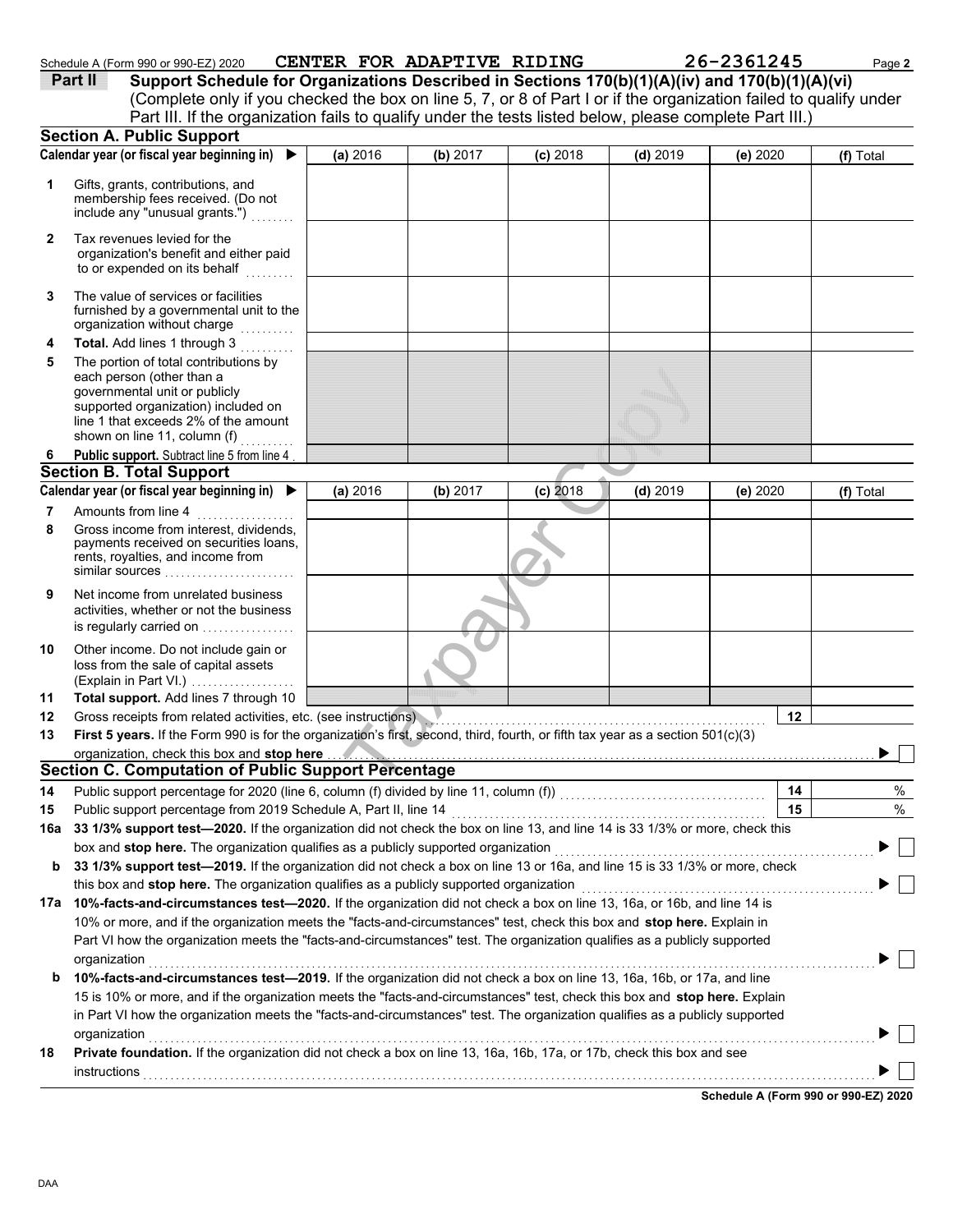Schedule A (Form 990 or 990-EZ) 2020 CENTER FOR ADAPTIVE RIDING 26-2361245

**Part II Support Schedule for Organizations Described in Sections 170(b)(1)(A)(iv) and 170(b)(1)(A)(vi)**
(Complete only if you checked the box on line 5, 7, or 8 of Part I or if the organization failed to qualify under Part III. If the organization fails to qualify under the tests listed below, please complete Part III.)

## Section A. Public Support

| Calendar year (or fiscal year beginning in) ▶ | (a) 2016 | (b) 2017 | (c) 2018 | (d) 2019 | (e) 2020 | (f) Total |
|---|---|---|---|---|---|---|
| 1 Gifts, grants, contributions, and membership fees received. (Do not include any "unusual grants.") | | | | | | |
| 2 Tax revenues levied for the organization's benefit and either paid to or expended on its behalf | | | | | | |
| 3 The value of services or facilities furnished by a governmental unit to the organization without charge | | | | | | |
| 4 **Total.** Add lines 1 through 3 | | | | | | |
| 5 The portion of total contributions by each person (other than a governmental unit or publicly supported organization) included on line 1 that exceeds 2% of the amount shown on line 11, column (f) | | | | | | |
| 6 **Public support.** Subtract line 5 from line 4 | | | | | | |

## Section B. Total Support

| Calendar year (or fiscal year beginning in) ▶ | (a) 2016 | (b) 2017 | (c) 2018 | (d) 2019 | (e) 2020 | (f) Total |
|---|---|---|---|---|---|---|
| 7 Amounts from line 4 | | | | | | |
| 8 Gross income from interest, dividends, payments received on securities loans, rents, royalties, and income from similar sources | | | | | | |
| 9 Net income from unrelated business activities, whether or not the business is regularly carried on | | | | | | |
| 10 Other income. Do not include gain or loss from the sale of capital assets (Explain in Part VI.) | | | | | | |
| 11 **Total support.** Add lines 7 through 10 | | | | | | |

12 Gross receipts from related activities, etc. (see instructions) | 12 |

13 **First 5 years.** If the Form 990 is for the organization's first, second, third, fourth, or fifth tax year as a section 501(c)(3) organization, check this box and **stop here** ▶ ☐

## Section C. Computation of Public Support Percentage

14 Public support percentage for 2020 (line 6, column (f) divided by line 11, column (f)) | 14 | %

15 Public support percentage from 2019 Schedule A, Part II, line 14 | 15 | %

16a **33 1/3% support test—2020.** If the organization did not check the box on line 13, and line 14 is 33 1/3% or more, check this box and **stop here.** The organization qualifies as a publicly supported organization ▶ ☐

b **33 1/3% support test—2019.** If the organization did not check a box on line 13 or 16a, and line 15 is 33 1/3% or more, check this box and **stop here.** The organization qualifies as a publicly supported organization ▶ ☐

17a **10%-facts-and-circumstances test—2020.** If the organization did not check a box on line 13, 16a, or 16b, and line 14 is 10% or more, and if the organization meets the "facts-and-circumstances" test, check this box and **stop here.** Explain in Part VI how the organization meets the "facts-and-circumstances" test. The organization qualifies as a publicly supported organization ▶ ☐

b **10%-facts-and-circumstances test—2019.** If the organization did not check a box on line 13, 16a, 16b, or 17a, and line 15 is 10% or more, and if the organization meets the "facts-and-circumstances" test, check this box and **stop here.** Explain in Part VI how the organization meets the "facts-and-circumstances" test. The organization qualifies as a publicly supported organization ▶ ☐

18 **Private foundation.** If the organization did not check a box on line 13, 16a, 16b, 17a, or 17b, check this box and see instructions ▶ ☐

**Schedule A (Form 990 or 990-EZ) 2020**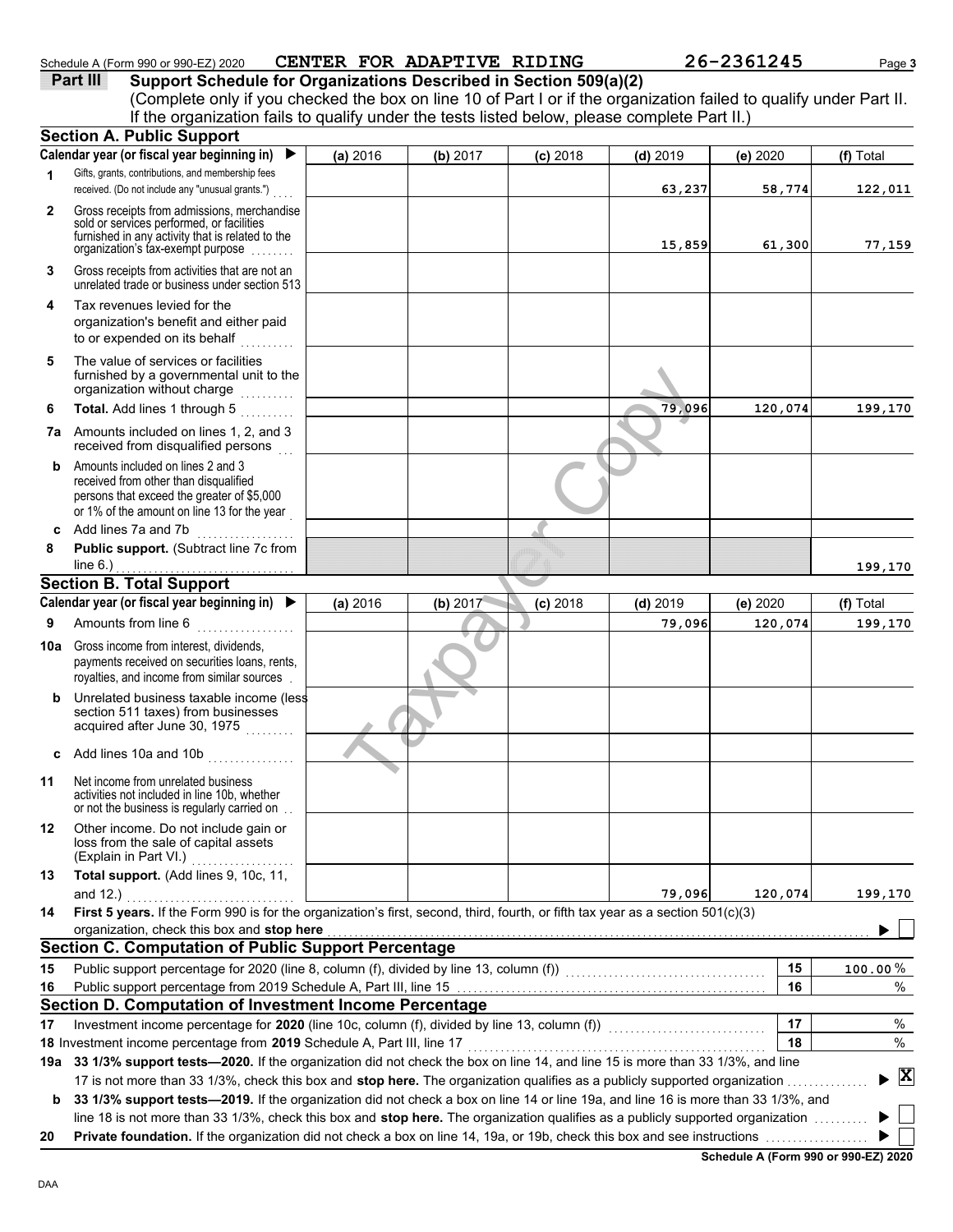Schedule A (Form 990 or 990-EZ) 2020 CENTER FOR ADAPTIVE RIDING 26-2361245

## Part III Support Schedule for Organizations Described in Section 509(a)(2)

(Complete only if you checked the box on line 10 of Part I or if the organization failed to qualify under Part II. If the organization fails to qualify under the tests listed below, please complete Part II.)

### Section A. Public Support

| Calendar year (or fiscal year beginning in) | (a) 2016 | (b) 2017 | (c) 2018 | (d) 2019 | (e) 2020 | (f) Total |
|---|---|---|---|---|---|---|
| **1** Gifts, grants, contributions, and membership fees received. (Do not include any "unusual grants.") | | | | 63,237 | 58,774 | 122,011 |
| **2** Gross receipts from admissions, merchandise sold or services performed, or facilities furnished in any activity that is related to the organization's tax-exempt purpose | | | | 15,859 | 61,300 | 77,159 |
| **3** Gross receipts from activities that are not an unrelated trade or business under section 513 | | | | | | |
| **4** Tax revenues levied for the organization's benefit and either paid to or expended on its behalf | | | | | | |
| **5** The value of services or facilities furnished by a governmental unit to the organization without charge | | | | | | |
| **6 Total.** Add lines 1 through 5 | | | | 79,096 | 120,074 | 199,170 |
| **7a** Amounts included on lines 1, 2, and 3 received from disqualified persons | | | | | | |
| **b** Amounts included on lines 2 and 3 received from other than disqualified persons that exceed the greater of $5,000 or 1% of the amount on line 13 for the year | | | | | | |
| **c** Add lines 7a and 7b | | | | | | |
| **8 Public support.** (Subtract line 7c from line 6.) | | | | | | 199,170 |

### Section B. Total Support

| Calendar year (or fiscal year beginning in) | (a) 2016 | (b) 2017 | (c) 2018 | (d) 2019 | (e) 2020 | (f) Total |
|---|---|---|---|---|---|---|
| **9** Amounts from line 6 | | | | 79,096 | 120,074 | 199,170 |
| **10a** Gross income from interest, dividends, payments received on securities loans, rents, royalties, and income from similar sources | | | | | | |
| **b** Unrelated business taxable income (less section 511 taxes) from businesses acquired after June 30, 1975 | | | | | | |
| **c** Add lines 10a and 10b | | | | | | |
| **11** Net income from unrelated business activities not included in line 10b, whether or not the business is regularly carried on | | | | | | |
| **12** Other income. Do not include gain or loss from the sale of capital assets (Explain in Part VI.) | | | | | | |
| **13 Total support.** (Add lines 9, 10c, 11, and 12.) | | | | 79,096 | 120,074 | 199,170 |

**14 First 5 years.** If the Form 990 is for the organization's first, second, third, fourth, or fifth tax year as a section 501(c)(3) organization, check this box and **stop here** ☐

### Section C. Computation of Public Support Percentage

| | | | |
|---|---|---|---|
| **15** | Public support percentage for 2020 (line 8, column (f), divided by line 13, column (f)) | 15 | 100.00 % |
| **16** | Public support percentage from 2019 Schedule A, Part III, line 15 | 16 | % |

### Section D. Computation of Investment Income Percentage

| | | | |
|---|---|---|---|
| **17** | Investment income percentage for **2020** (line 10c, column (f), divided by line 13, column (f)) | 17 | % |
| **18** | Investment income percentage from **2019** Schedule A, Part III, line 17 | 18 | % |

**19a 33 1/3% support tests—2020.** If the organization did not check the box on line 14, and line 15 is more than 33 1/3%, and line 17 is not more than 33 1/3%, check this box and **stop here.** The organization qualifies as a publicly supported organization ☒

**b 33 1/3% support tests—2019.** If the organization did not check a box on line 14 or line 19a, and line 16 is more than 33 1/3%, and line 18 is not more than 33 1/3%, check this box and **stop here.** The organization qualifies as a publicly supported organization ☐

**20 Private foundation.** If the organization did not check a box on line 14, 19a, or 19b, check this box and see instructions ☐

**Schedule A (Form 990 or 990-EZ) 2020**

DAA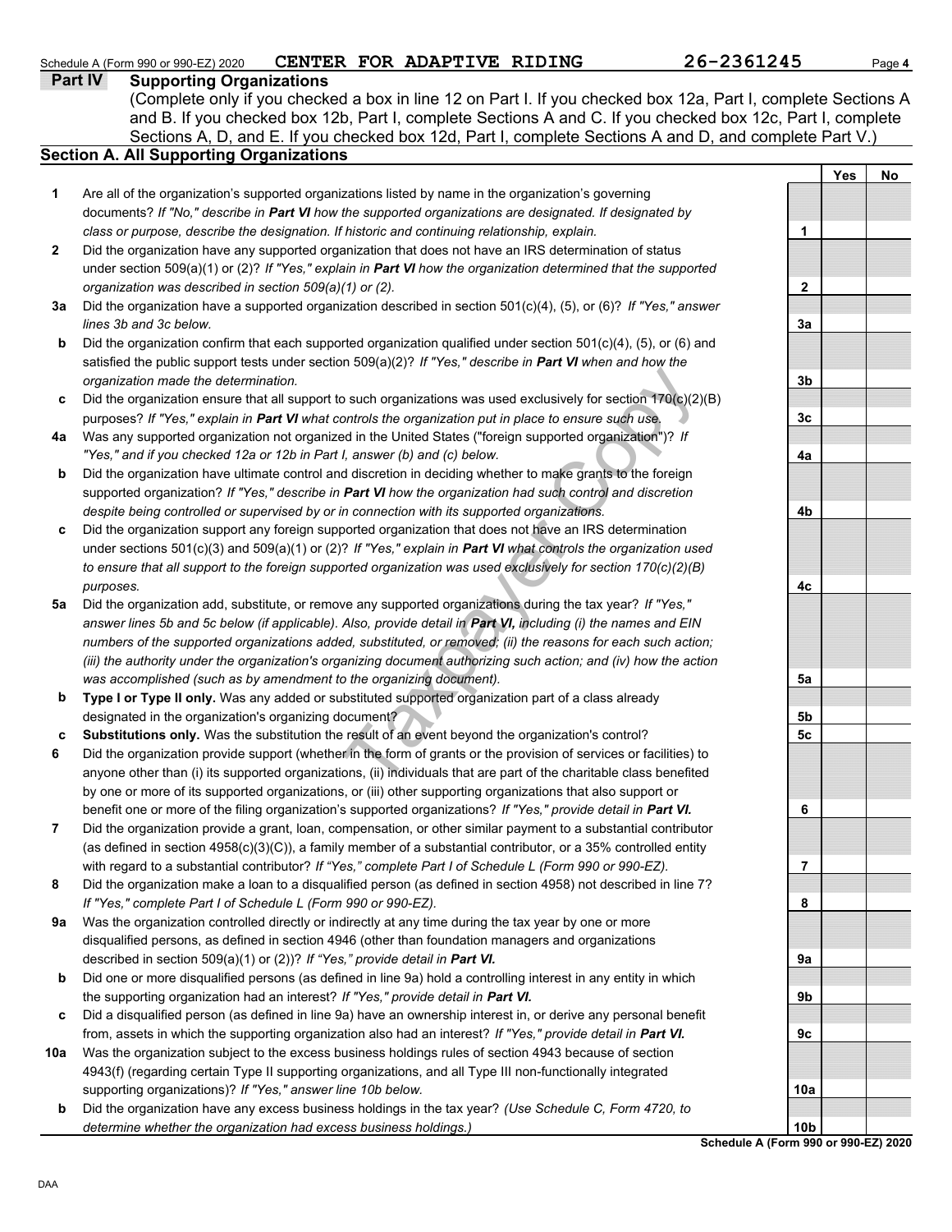Schedule A (Form 990 or 990-EZ) 2020 CENTER FOR ADAPTIVE RIDING 26-2361245

## Part IV Supporting Organizations

(Complete only if you checked a box in line 12 on Part I. If you checked box 12a, Part I, complete Sections A and B. If you checked box 12b, Part I, complete Sections A and C. If you checked box 12c, Part I, complete Sections A, D, and E. If you checked box 12d, Part I, complete Sections A and D, and complete Part V.)

### Section A. All Supporting Organizations

| | | | Yes | No |
|---|---|---|---|---|
| **1** | Are all of the organization's supported organizations listed by name in the organization's governing documents? *If "No," describe in **Part VI** how the supported organizations are designated. If designated by class or purpose, describe the designation. If historic and continuing relationship, explain.* | 1 | | |
| **2** | Did the organization have any supported organization that does not have an IRS determination of status under section 509(a)(1) or (2)? *If "Yes," explain in **Part VI** how the organization determined that the supported organization was described in section 509(a)(1) or (2).* | 2 | | |
| **3a** | Did the organization have a supported organization described in section 501(c)(4), (5), or (6)? *If "Yes," answer lines 3b and 3c below.* | 3a | | |
| **b** | Did the organization confirm that each supported organization qualified under section 501(c)(4), (5), or (6) and satisfied the public support tests under section 509(a)(2)? *If "Yes," describe in **Part VI** when and how the organization made the determination.* | 3b | | |
| **c** | Did the organization ensure that all support to such organizations was used exclusively for section 170(c)(2)(B) purposes? *If "Yes," explain in **Part VI** what controls the organization put in place to ensure such use.* | 3c | | |
| **4a** | Was any supported organization not organized in the United States ("foreign supported organization")? *If "Yes," and if you checked 12a or 12b in Part I, answer (b) and (c) below.* | 4a | | |
| **b** | Did the organization have ultimate control and discretion in deciding whether to make grants to the foreign supported organization? *If "Yes," describe in **Part VI** how the organization had such control and discretion despite being controlled or supervised by or in connection with its supported organizations.* | 4b | | |
| **c** | Did the organization support any foreign supported organization that does not have an IRS determination under sections 501(c)(3) and 509(a)(1) or (2)? *If "Yes," explain in **Part VI** what controls the organization used to ensure that all support to the foreign supported organization was used exclusively for section 170(c)(2)(B) purposes.* | 4c | | |
| **5a** | Did the organization add, substitute, or remove any supported organizations during the tax year? *If "Yes," answer lines 5b and 5c below (if applicable). Also, provide detail in **Part VI,** including (i) the names and EIN numbers of the supported organizations added, substituted, or removed; (ii) the reasons for each such action; (iii) the authority under the organization's organizing document authorizing such action; and (iv) how the action was accomplished (such as by amendment to the organizing document).* | 5a | | |
| **b** | **Type I or Type II only.** Was any added or substituted supported organization part of a class already designated in the organization's organizing document? | 5b | | |
| **c** | **Substitutions only.** Was the substitution the result of an event beyond the organization's control? | 5c | | |
| **6** | Did the organization provide support (whether in the form of grants or the provision of services or facilities) to anyone other than (i) its supported organizations, (ii) individuals that are part of the charitable class benefited by one or more of its supported organizations, or (iii) other supporting organizations that also support or benefit one or more of the filing organization's supported organizations? *If "Yes," provide detail in **Part VI.*** | 6 | | |
| **7** | Did the organization provide a grant, loan, compensation, or other similar payment to a substantial contributor (as defined in section 4958(c)(3)(C)), a family member of a substantial contributor, or a 35% controlled entity with regard to a substantial contributor? *If "Yes," complete Part I of Schedule L (Form 990 or 990-EZ).* | 7 | | |
| **8** | Did the organization make a loan to a disqualified person (as defined in section 4958) not described in line 7? *If "Yes," complete Part I of Schedule L (Form 990 or 990-EZ).* | 8 | | |
| **9a** | Was the organization controlled directly or indirectly at any time during the tax year by one or more disqualified persons, as defined in section 4946 (other than foundation managers and organizations described in section 509(a)(1) or (2))? *If "Yes," provide detail in **Part VI.*** | 9a | | |
| **b** | Did one or more disqualified persons (as defined in line 9a) hold a controlling interest in any entity in which the supporting organization had an interest? *If "Yes," provide detail in **Part VI.*** | 9b | | |
| **c** | Did a disqualified person (as defined in line 9a) have an ownership interest in, or derive any personal benefit from, assets in which the supporting organization also had an interest? *If "Yes," provide detail in **Part VI.*** | 9c | | |
| **10a** | Was the organization subject to the excess business holdings rules of section 4943 because of section 4943(f) (regarding certain Type II supporting organizations, and all Type III non-functionally integrated supporting organizations)? *If "Yes," answer line 10b below.* | 10a | | |
| **b** | Did the organization have any excess business holdings in the tax year? *(Use Schedule C, Form 4720, to determine whether the organization had excess business holdings.)* | 10b | | |

Schedule A (Form 990 or 990-EZ) 2020

DAA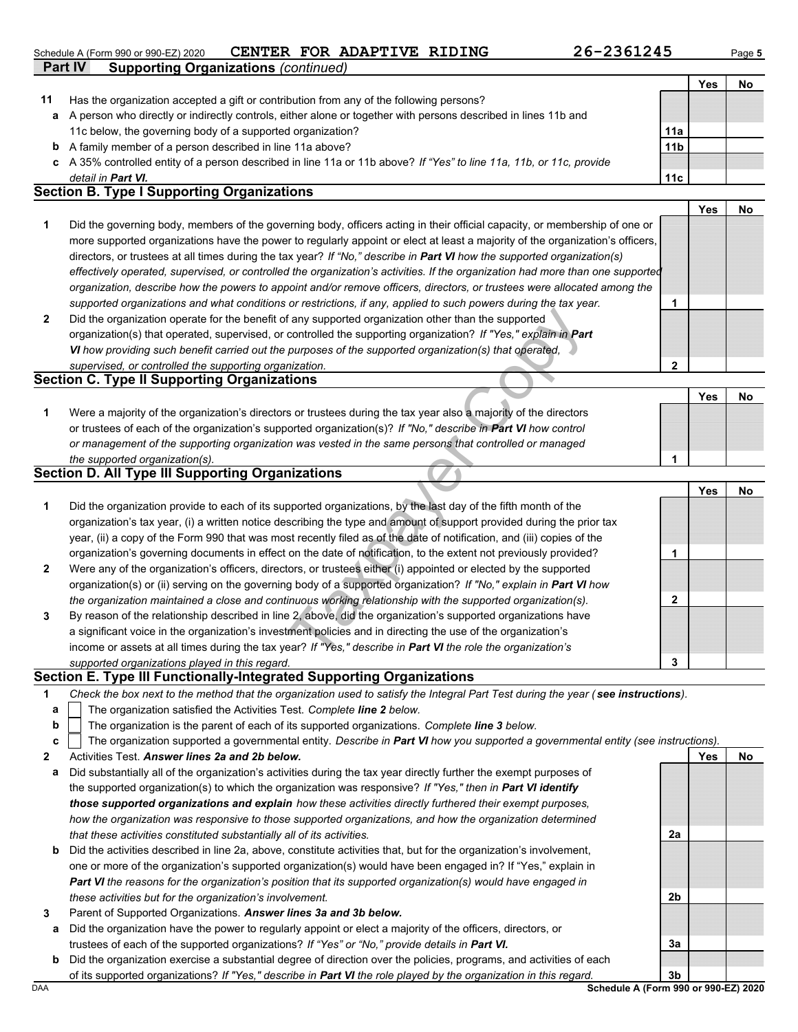Schedule A (Form 990 or 990-EZ) 2020 **CENTER FOR ADAPTIVE RIDING** **26-2361245** Page **5**

**Part IV** **Supporting Organizations** *(continued)*

| | | | Yes | No |
|---|---|---|---|---|
| **11** | Has the organization accepted a gift or contribution from any of the following persons? | | | |
| **a** | A person who directly or indirectly controls, either alone or together with persons described in lines 11b and 11c below, the governing body of a supported organization? | **11a** | | |
| **b** | A family member of a person described in line 11a above? | **11b** | | |
| **c** | A 35% controlled entity of a person described in line 11a or 11b above? *If "Yes" to line 11a, 11b, or 11c, provide detail in* ***Part VI.*** | **11c** | | |

## Section B. Type I Supporting Organizations

| | | | Yes | No |
|---|---|---|---|---|
| **1** | Did the governing body, members of the governing body, officers acting in their official capacity, or membership of one or more supported organizations have the power to regularly appoint or elect at least a majority of the organization's officers, directors, or trustees at all times during the tax year? *If "No," describe in* ***Part VI*** *how the supported organization(s) effectively operated, supervised, or controlled the organization's activities. If the organization had more than one supported organization, describe how the powers to appoint and/or remove officers, directors, or trustees were allocated among the supported organizations and what conditions or restrictions, if any, applied to such powers during the tax year.* | **1** | | |
| **2** | Did the organization operate for the benefit of any supported organization other than the supported organization(s) that operated, supervised, or controlled the supporting organization? *If "Yes," explain in* ***Part VI*** *how providing such benefit carried out the purposes of the supported organization(s) that operated, supervised, or controlled the supporting organization.* | **2** | | |

## Section C. Type II Supporting Organizations

| | | | Yes | No |
|---|---|---|---|---|
| **1** | Were a majority of the organization's directors or trustees during the tax year also a majority of the directors or trustees of each of the organization's supported organization(s)? *If "No," describe in* ***Part VI*** *how control or management of the supporting organization was vested in the same persons that controlled or managed the supported organization(s).* | **1** | | |

## Section D. All Type III Supporting Organizations

| | | | Yes | No |
|---|---|---|---|---|
| **1** | Did the organization provide to each of its supported organizations, by the last day of the fifth month of the organization's tax year, (i) a written notice describing the type and amount of support provided during the prior tax year, (ii) a copy of the Form 990 that was most recently filed as of the date of notification, and (iii) copies of the organization's governing documents in effect on the date of notification, to the extent not previously provided? | **1** | | |
| **2** | Were any of the organization's officers, directors, or trustees either (i) appointed or elected by the supported organization(s) or (ii) serving on the governing body of a supported organization? *If "No," explain in* ***Part VI*** *how the organization maintained a close and continuous working relationship with the supported organization(s).* | **2** | | |
| **3** | By reason of the relationship described in line 2, above, did the organization's supported organizations have a significant voice in the organization's investment policies and in directing the use of the organization's income or assets at all times during the tax year? *If "Yes," describe in* ***Part VI*** *the role the organization's supported organizations played in this regard.* | **3** | | |

## Section E. Type III Functionally-Integrated Supporting Organizations

**1** *Check the box next to the method that the organization used to satisfy the Integral Part Test during the year (* ***see instructions*** *).*

**a** ☐ The organization satisfied the Activities Test. *Complete* ***line 2*** *below.*

**b** ☐ The organization is the parent of each of its supported organizations. *Complete* ***line 3*** *below.*

**c** ☐ The organization supported a governmental entity. *Describe in* ***Part VI*** *how you supported a governmental entity (see instructions).*

| | | | Yes | No |
|---|---|---|---|---|
| **2** | Activities Test. ***Answer lines 2a and 2b below.*** | | | |
| **a** | Did substantially all of the organization's activities during the tax year directly further the exempt purposes of the supported organization(s) to which the organization was responsive? *If "Yes," then in* ***Part VI identify those supported organizations and explain*** *how these activities directly furthered their exempt purposes, how the organization was responsive to those supported organizations, and how the organization determined that these activities constituted substantially all of its activities.* | **2a** | | |
| **b** | Did the activities described in line 2a, above, constitute activities that, but for the organization's involvement, one or more of the organization's supported organization(s) would have been engaged in? If "Yes," explain in ***Part VI*** *the reasons for the organization's position that its supported organization(s) would have engaged in these activities but for the organization's involvement.* | **2b** | | |
| **3** | Parent of Supported Organizations. ***Answer lines 3a and 3b below.*** | | | |
| **a** | Did the organization have the power to regularly appoint or elect a majority of the officers, directors, or trustees of each of the supported organizations? *If "Yes" or "No," provide details in* ***Part VI.*** | **3a** | | |
| **b** | Did the organization exercise a substantial degree of direction over the policies, programs, and activities of each of its supported organizations? *If "Yes," describe in* ***Part VI*** *the role played by the organization in this regard.* | **3b** | | |

DAA **Schedule A (Form 990 or 990-EZ) 2020**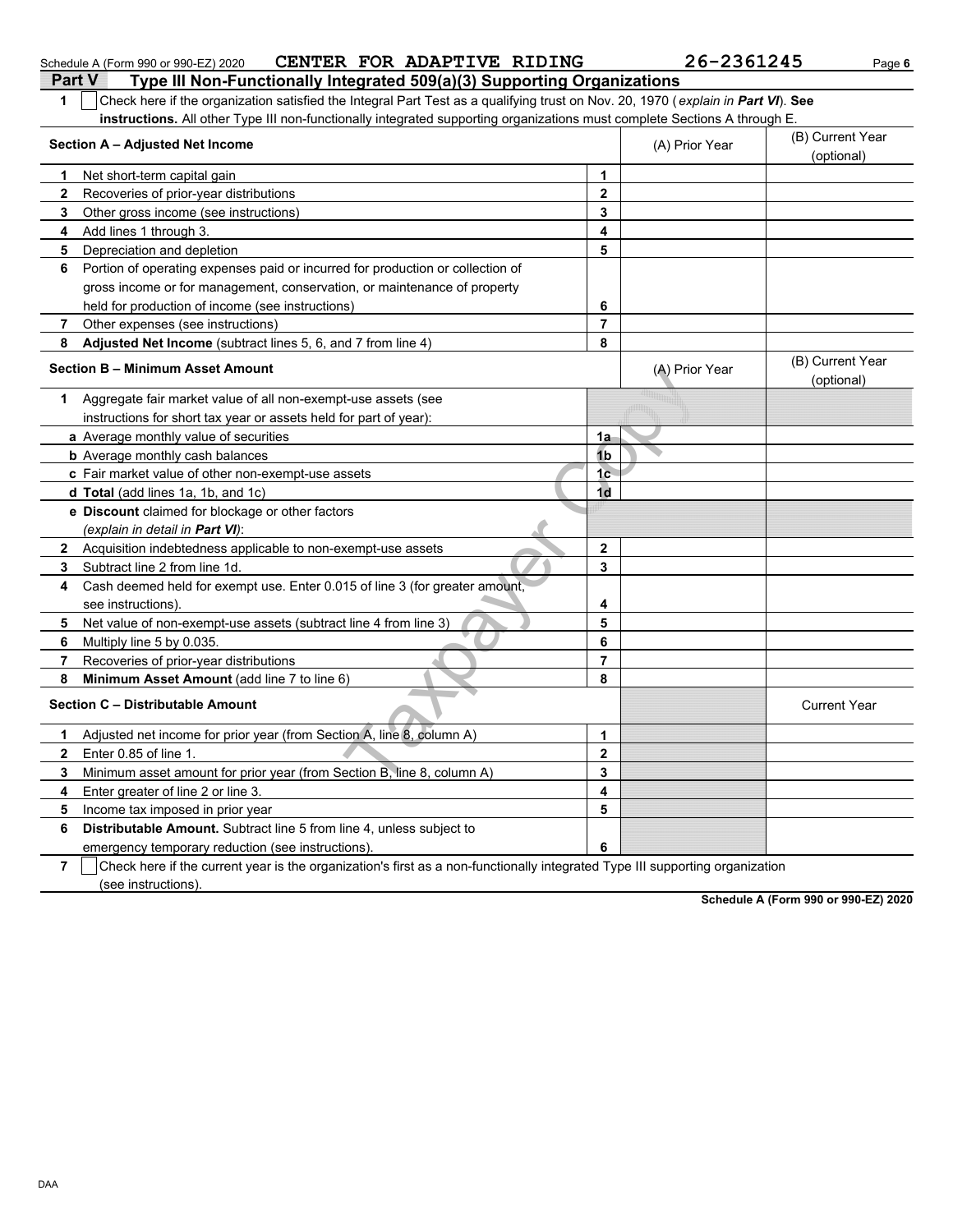Schedule A (Form 990 or 990-EZ) 2020 CENTER FOR ADAPTIVE RIDING 26-2361245

## Part V Type III Non-Functionally Integrated 509(a)(3) Supporting Organizations

**1** ☐ Check here if the organization satisfied the Integral Part Test as a qualifying trust on Nov. 20, 1970 (*explain in **Part VI***). **See instructions.** All other Type III non-functionally integrated supporting organizations must complete Sections A through E.

| Section A – Adjusted Net Income | | (A) Prior Year | (B) Current Year (optional) |
|---|---|---|---|
| **1** Net short-term capital gain | 1 | | |
| **2** Recoveries of prior-year distributions | 2 | | |
| **3** Other gross income (see instructions) | 3 | | |
| **4** Add lines 1 through 3. | 4 | | |
| **5** Depreciation and depletion | 5 | | |
| **6** Portion of operating expenses paid or incurred for production or collection of gross income or for management, conservation, or maintenance of property held for production of income (see instructions) | 6 | | |
| **7** Other expenses (see instructions) | 7 | | |
| **8** **Adjusted Net Income** (subtract lines 5, 6, and 7 from line 4) | 8 | | |

| Section B – Minimum Asset Amount | | (A) Prior Year | (B) Current Year (optional) |
|---|---|---|---|
| **1** Aggregate fair market value of all non-exempt-use assets (see instructions for short tax year or assets held for part of year): | | | |
| **a** Average monthly value of securities | 1a | | |
| **b** Average monthly cash balances | 1b | | |
| **c** Fair market value of other non-exempt-use assets | 1c | | |
| **d Total** (add lines 1a, 1b, and 1c) | 1d | | |
| **e Discount** claimed for blockage or other factors (*explain in detail in **Part VI***): | | | |
| **2** Acquisition indebtedness applicable to non-exempt-use assets | 2 | | |
| **3** Subtract line 2 from line 1d. | 3 | | |
| **4** Cash deemed held for exempt use. Enter 0.015 of line 3 (for greater amount, see instructions). | 4 | | |
| **5** Net value of non-exempt-use assets (subtract line 4 from line 3) | 5 | | |
| **6** Multiply line 5 by 0.035. | 6 | | |
| **7** Recoveries of prior-year distributions | 7 | | |
| **8** **Minimum Asset Amount** (add line 7 to line 6) | 8 | | |

| Section C – Distributable Amount | | | Current Year |
|---|---|---|---|
| **1** Adjusted net income for prior year (from Section A, line 8, column A) | 1 | | |
| **2** Enter 0.85 of line 1. | 2 | | |
| **3** Minimum asset amount for prior year (from Section B, line 8, column A) | 3 | | |
| **4** Enter greater of line 2 or line 3. | 4 | | |
| **5** Income tax imposed in prior year | 5 | | |
| **6** **Distributable Amount.** Subtract line 5 from line 4, unless subject to emergency temporary reduction (see instructions). | 6 | | |

**7** ☐ Check here if the current year is the organization's first as a non-functionally integrated Type III supporting organization (see instructions).

**Schedule A (Form 990 or 990-EZ) 2020**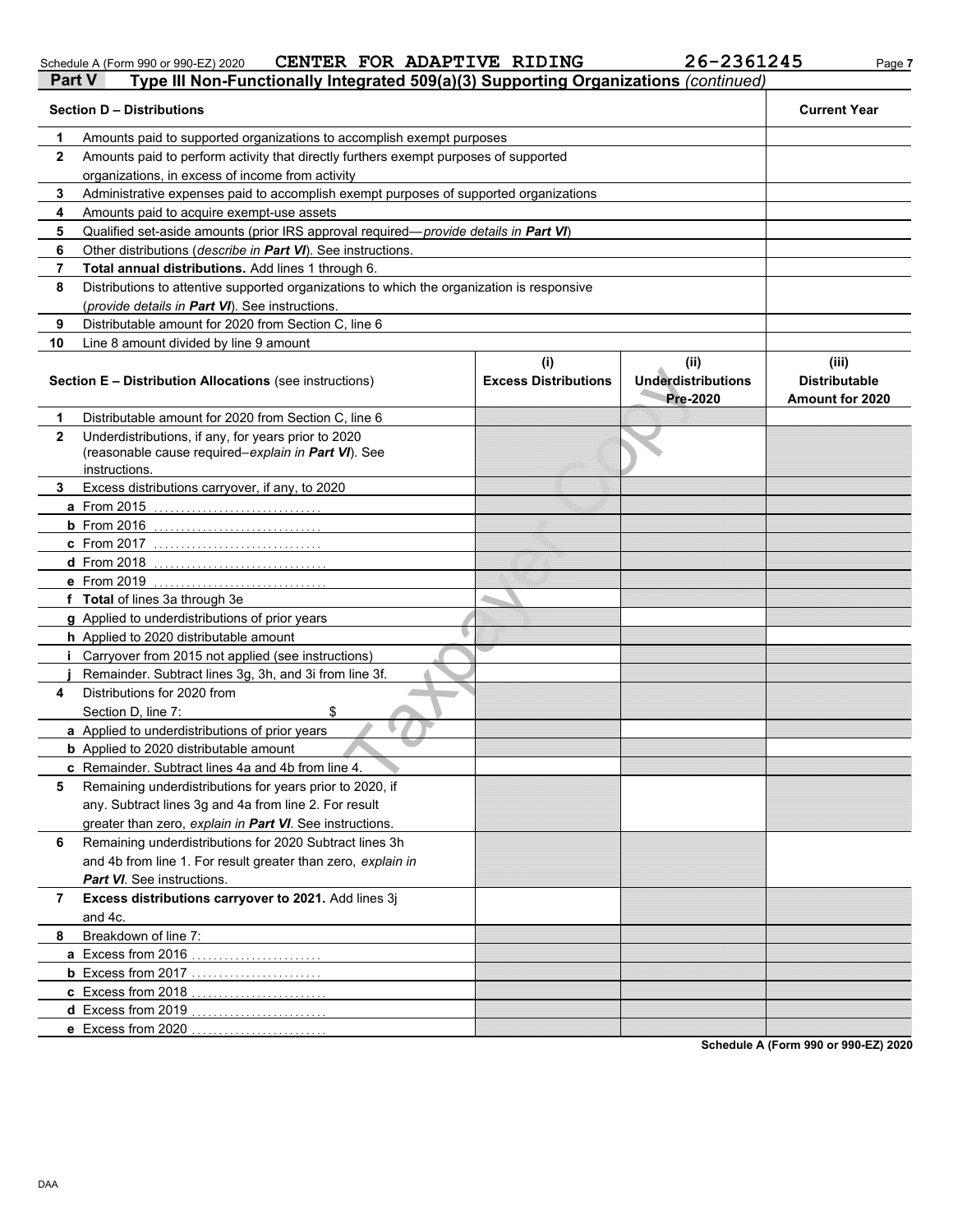Schedule A (Form 990 or 990-EZ) 2020 CENTER FOR ADAPTIVE RIDING 26-2361245

## Part V Type III Non-Functionally Integrated 509(a)(3) Supporting Organizations *(continued)*

| | Section D – Distributions | Current Year |
|---|---|---|
| 1 | Amounts paid to supported organizations to accomplish exempt purposes | |
| 2 | Amounts paid to perform activity that directly furthers exempt purposes of supported organizations, in excess of income from activity | |
| 3 | Administrative expenses paid to accomplish exempt purposes of supported organizations | |
| 4 | Amounts paid to acquire exempt-use assets | |
| 5 | Qualified set-aside amounts (prior IRS approval required—*provide details in **Part VI***) | |
| 6 | Other distributions (*describe in **Part VI***). See instructions. | |
| 7 | **Total annual distributions.** Add lines 1 through 6. | |
| 8 | Distributions to attentive supported organizations to which the organization is responsive (*provide details in **Part VI***). See instructions. | |
| 9 | Distributable amount for 2020 from Section C, line 6 | |
| 10 | Line 8 amount divided by line 9 amount | |

| | Section E – Distribution Allocations (see instructions) | (i) Excess Distributions | (ii) Underdistributions Pre-2020 | (iii) Distributable Amount for 2020 |
|---|---|---|---|---|
| 1 | Distributable amount for 2020 from Section C, line 6 | | | |
| 2 | Underdistributions, if any, for years prior to 2020 (reasonable cause required–*explain in **Part VI***). See instructions. | | | |
| 3 | Excess distributions carryover, if any, to 2020 | | | |
| a | From 2015 | | | |
| b | From 2016 | | | |
| c | From 2017 | | | |
| d | From 2018 | | | |
| e | From 2019 | | | |
| f | **Total** of lines 3a through 3e | | | |
| g | Applied to underdistributions of prior years | | | |
| h | Applied to 2020 distributable amount | | | |
| i | Carryover from 2015 not applied (see instructions) | | | |
| j | Remainder. Subtract lines 3g, 3h, and 3i from line 3f. | | | |
| 4 | Distributions for 2020 from Section D, line 7: $ | | | |
| a | Applied to underdistributions of prior years | | | |
| b | Applied to 2020 distributable amount | | | |
| c | Remainder. Subtract lines 4a and 4b from line 4. | | | |
| 5 | Remaining underdistributions for years prior to 2020, if any. Subtract lines 3g and 4a from line 2. For result greater than zero, *explain in **Part VI***. See instructions. | | | |
| 6 | Remaining underdistributions for 2020 Subtract lines 3h and 4b from line 1. For result greater than zero, *explain in **Part VI***. See instructions. | | | |
| 7 | **Excess distributions carryover to 2021.** Add lines 3j and 4c. | | | |
| 8 | Breakdown of line 7: | | | |
| a | Excess from 2016 | | | |
| b | Excess from 2017 | | | |
| c | Excess from 2018 | | | |
| d | Excess from 2019 | | | |
| e | Excess from 2020 | | | |

Schedule A (Form 990 or 990-EZ) 2020

DAA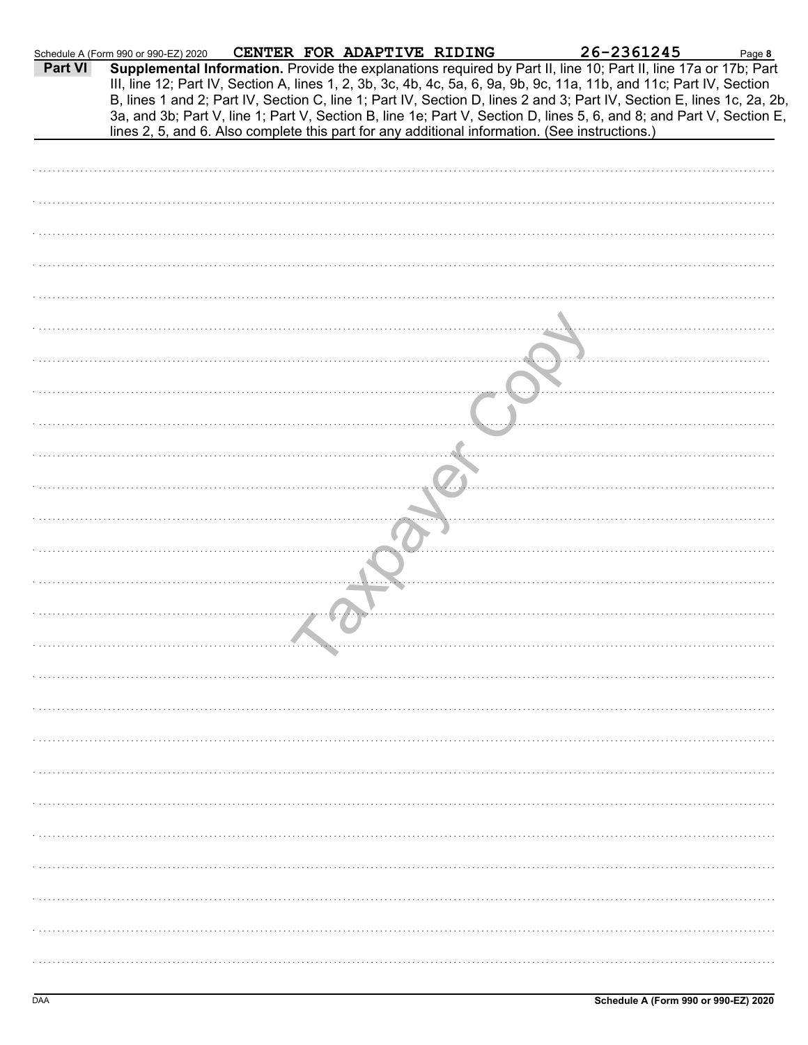Schedule A (Form 990 or 990-EZ) 2020 **CENTER FOR ADAPTIVE RIDING** **26-2361245** Page **8**

**Part VI** **Supplemental Information.** Provide the explanations required by Part II, line 10; Part II, line 17a or 17b; Part III, line 12; Part IV, Section A, lines 1, 2, 3b, 3c, 4b, 4c, 5a, 6, 9a, 9b, 9c, 11a, 11b, and 11c; Part IV, Section B, lines 1 and 2; Part IV, Section C, line 1; Part IV, Section D, lines 2 and 3; Part IV, Section E, lines 1c, 2a, 2b, 3a, and 3b; Part V, line 1; Part V, Section B, line 1e; Part V, Section D, lines 5, 6, and 8; and Part V, Section E, lines 2, 5, and 6. Also complete this part for any additional information. (See instructions.)

Taxpayer Copy

DAA **Schedule A (Form 990 or 990-EZ) 2020**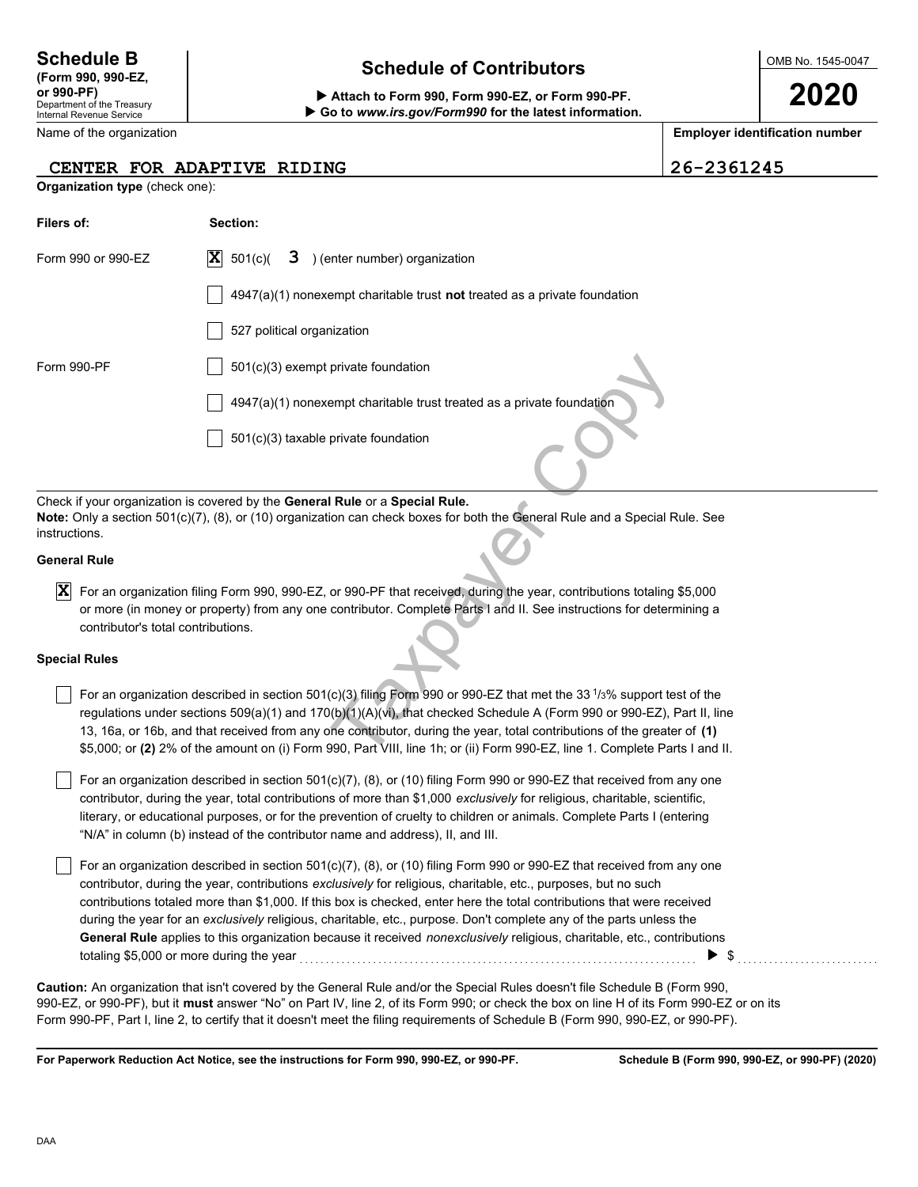**Schedule B**
**(Form 990, 990-EZ, or 990-PF)**
Department of the Treasury
Internal Revenue Service

# Schedule of Contributors

▶ **Attach to Form 990, Form 990-EZ, or Form 990-PF.**
▶ **Go to *www.irs.gov/Form990* for the latest information.**

OMB No. 1545-0047

**2020**

| Name of the organization | Employer identification number |
|---|---|
| CENTER FOR ADAPTIVE RIDING | 26-2361245 |

**Organization type** (check one):

| Filers of: | Section: |
|---|---|
| Form 990 or 990-EZ | [X] 501(c)( 3 ) (enter number) organization |
| | [ ] 4947(a)(1) nonexempt charitable trust **not** treated as a private foundation |
| | [ ] 527 political organization |
| Form 990-PF | [ ] 501(c)(3) exempt private foundation |
| | [ ] 4947(a)(1) nonexempt charitable trust treated as a private foundation |
| | [ ] 501(c)(3) taxable private foundation |

Check if your organization is covered by the **General Rule** or a **Special Rule.**
**Note:** Only a section 501(c)(7), (8), or (10) organization can check boxes for both the General Rule and a Special Rule. See instructions.

**General Rule**

[X] For an organization filing Form 990, 990-EZ, or 990-PF that received, during the year, contributions totaling $5,000 or more (in money or property) from any one contributor. Complete Parts I and II. See instructions for determining a contributor's total contributions.

**Special Rules**

[ ] For an organization described in section 501(c)(3) filing Form 990 or 990-EZ that met the 33 1/3% support test of the regulations under sections 509(a)(1) and 170(b)(1)(A)(vi), that checked Schedule A (Form 990 or 990-EZ), Part II, line 13, 16a, or 16b, and that received from any one contributor, during the year, total contributions of the greater of **(1)** $5,000; or **(2)** 2% of the amount on (i) Form 990, Part VIII, line 1h; or (ii) Form 990-EZ, line 1. Complete Parts I and II.

[ ] For an organization described in section 501(c)(7), (8), or (10) filing Form 990 or 990-EZ that received from any one contributor, during the year, total contributions of more than $1,000 *exclusively* for religious, charitable, scientific, literary, or educational purposes, or for the prevention of cruelty to children or animals. Complete Parts I (entering "N/A" in column (b) instead of the contributor name and address), II, and III.

[ ] For an organization described in section 501(c)(7), (8), or (10) filing Form 990 or 990-EZ that received from any one contributor, during the year, contributions *exclusively* for religious, charitable, etc., purposes, but no such contributions totaled more than $1,000. If this box is checked, enter here the total contributions that were received during the year for an *exclusively* religious, charitable, etc., purpose. Don't complete any of the parts unless the **General Rule** applies to this organization because it received *nonexclusively* religious, charitable, etc., contributions totaling $5,000 or more during the year ▶ $

**Caution:** An organization that isn't covered by the General Rule and/or the Special Rules doesn't file Schedule B (Form 990, 990-EZ, or 990-PF), but it **must** answer "No" on Part IV, line 2, of its Form 990; or check the box on line H of its Form 990-EZ or on its Form 990-PF, Part I, line 2, to certify that it doesn't meet the filing requirements of Schedule B (Form 990, 990-EZ, or 990-PF).

**For Paperwork Reduction Act Notice, see the instructions for Form 990, 990-EZ, or 990-PF.** **Schedule B (Form 990, 990-EZ, or 990-PF) (2020)**

DAA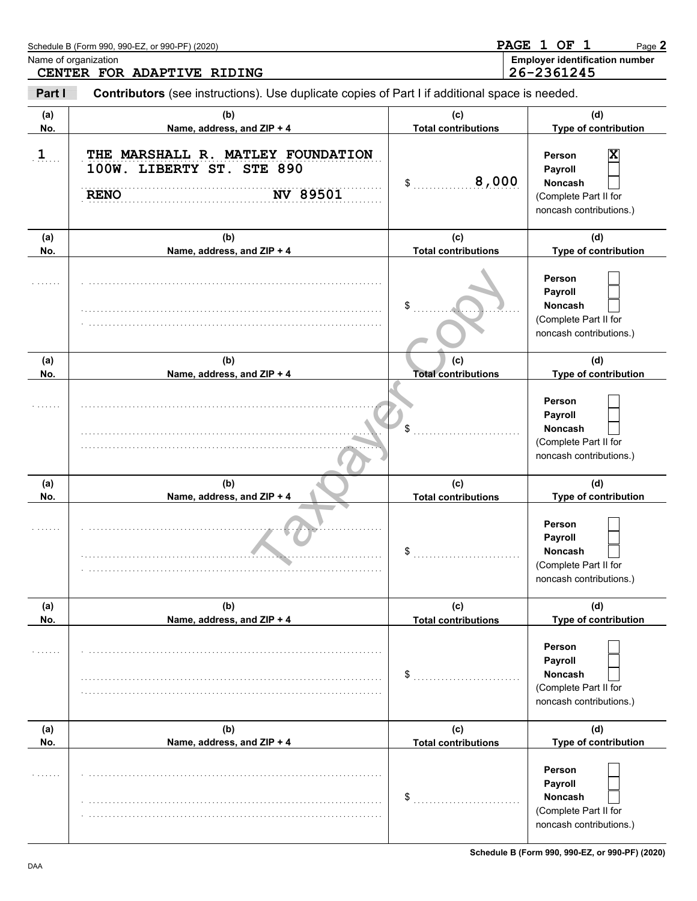Schedule B (Form 990, 990-EZ, or 990-PF) (2020)

Name of organization: CENTER FOR ADAPTIVE RIDING

Employer identification number: 26-2361245

**Part I** **Contributors** (see instructions). Use duplicate copies of Part I if additional space is needed.

| (a) No. | (b) Name, address, and ZIP + 4 | (c) Total contributions | (d) Type of contribution |
|---|---|---|---|
| 1 | THE MARSHALL R. MATLEY FOUNDATION<br>100W. LIBERTY ST. STE 890<br>RENO NV 89501 | $ 8,000 | Person [X]<br>Payroll [ ]<br>Noncash [ ]<br>(Complete Part II for noncash contributions.) |
| | | $ | Person [ ]<br>Payroll [ ]<br>Noncash [ ]<br>(Complete Part II for noncash contributions.) |
| | | $ | Person [ ]<br>Payroll [ ]<br>Noncash [ ]<br>(Complete Part II for noncash contributions.) |
| | | $ | Person [ ]<br>Payroll [ ]<br>Noncash [ ]<br>(Complete Part II for noncash contributions.) |
| | | $ | Person [ ]<br>Payroll [ ]<br>Noncash [ ]<br>(Complete Part II for noncash contributions.) |
| | | $ | Person [ ]<br>Payroll [ ]<br>Noncash [ ]<br>(Complete Part II for noncash contributions.) |

Schedule B (Form 990, 990-EZ, or 990-PF) (2020)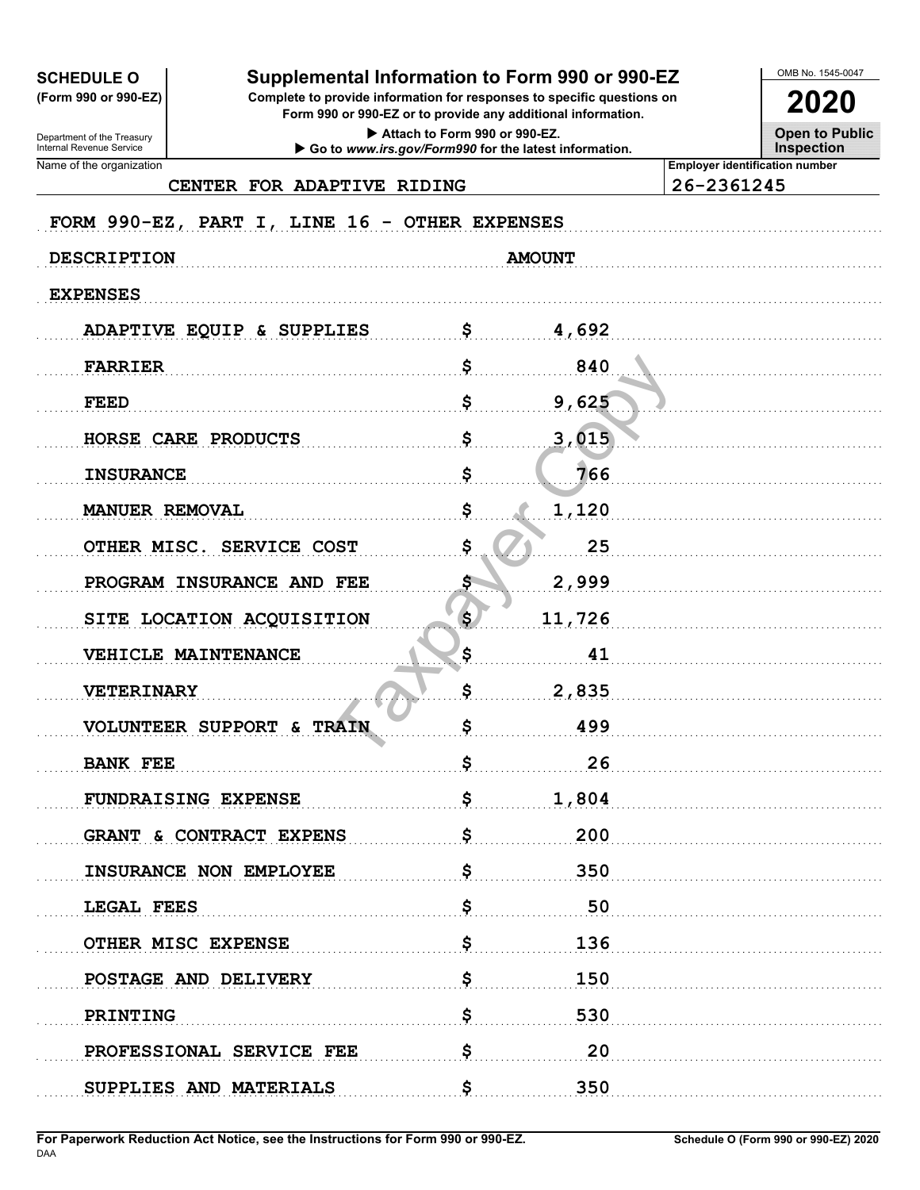**SCHEDULE O**
**(Form 990 or 990-EZ)**

Department of the Treasury
Internal Revenue Service

# Supplemental Information to Form 990 or 990-EZ

**Complete to provide information for responses to specific questions on Form 990 or 990-EZ or to provide any additional information.**

▶ Attach to Form 990 or 990-EZ.
▶ Go to *www.irs.gov/Form990* for the latest information.

OMB No. 1545-0047

**2020**

**Open to Public Inspection**

Name of the organization: CENTER FOR ADAPTIVE RIDING

Employer identification number: 26-2361245

FORM 990-EZ, PART I, LINE 16 - OTHER EXPENSES

| DESCRIPTION | AMOUNT |
|---|---|
| EXPENSES | |
| ADAPTIVE EQUIP & SUPPLIES | $ 4,692 |
| FARRIER | $ 840 |
| FEED | $ 9,625 |
| HORSE CARE PRODUCTS | $ 3,015 |
| INSURANCE | $ 766 |
| MANUER REMOVAL | $ 1,120 |
| OTHER MISC. SERVICE COST | $ 25 |
| PROGRAM INSURANCE AND FEE | $ 2,999 |
| SITE LOCATION ACQUISITION | $ 11,726 |
| VEHICLE MAINTENANCE | $ 41 |
| VETERINARY | $ 2,835 |
| VOLUNTEER SUPPORT & TRAIN | $ 499 |
| BANK FEE | $ 26 |
| FUNDRAISING EXPENSE | $ 1,804 |
| GRANT & CONTRACT EXPENS | $ 200 |
| INSURANCE NON EMPLOYEE | $ 350 |
| LEGAL FEES | $ 50 |
| OTHER MISC EXPENSE | $ 136 |
| POSTAGE AND DELIVERY | $ 150 |
| PRINTING | $ 530 |
| PROFESSIONAL SERVICE FEE | $ 20 |
| SUPPLIES AND MATERIALS | $ 350 |

**For Paperwork Reduction Act Notice, see the Instructions for Form 990 or 990-EZ.**
DAA
**Schedule O (Form 990 or 990-EZ) 2020**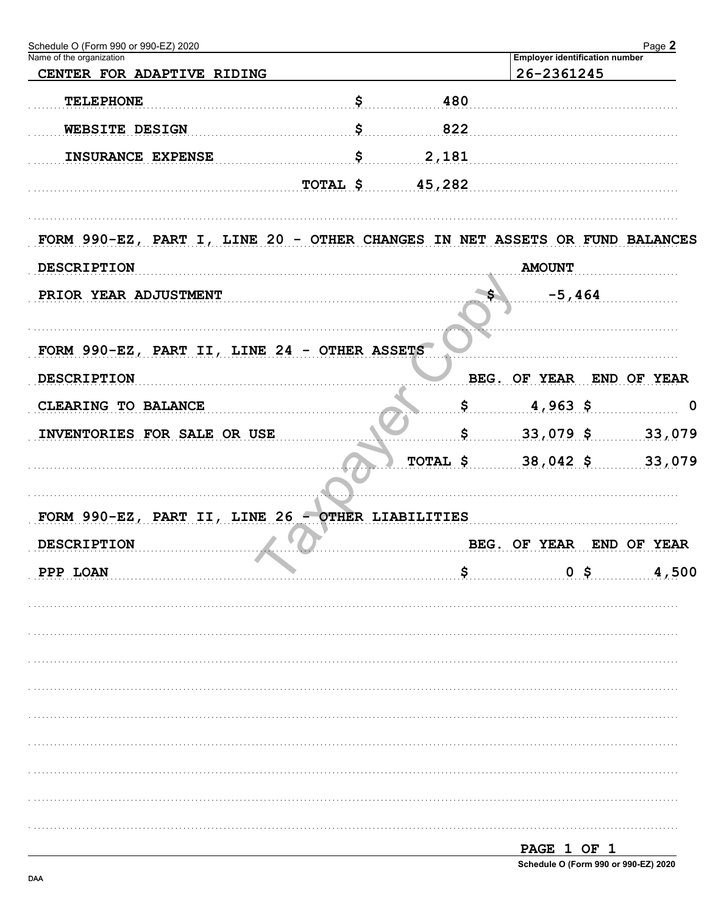Schedule O (Form 990 or 990-EZ) 2020

Name of the organization: CENTER FOR ADAPTIVE RIDING

Employer identification number: 26-2361245

| | | |
|---|---|---|
| TELEPHONE | $ | 480 |
| WEBSITE DESIGN | $ | 822 |
| INSURANCE EXPENSE | $ | 2,181 |
| | TOTAL $ | 45,282 |

FORM 990-EZ, PART I, LINE 20 - OTHER CHANGES IN NET ASSETS OR FUND BALANCES

| DESCRIPTION | AMOUNT |
|---|---|
| PRIOR YEAR ADJUSTMENT | $ -5,464 |

FORM 990-EZ, PART II, LINE 24 - OTHER ASSETS

| DESCRIPTION | | BEG. OF YEAR | END OF YEAR |
|---|---|---|---|
| CLEARING TO BALANCE | $ | 4,963 | $ 0 |
| INVENTORIES FOR SALE OR USE | $ | 33,079 | $ 33,079 |
| | TOTAL $ | 38,042 | $ 33,079 |

FORM 990-EZ, PART II, LINE 26 - OTHER LIABILITIES

| DESCRIPTION | | BEG. OF YEAR | END OF YEAR |
|---|---|---|---|
| PPP LOAN | $ | 0 | $ 4,500 |

PAGE 1 OF 1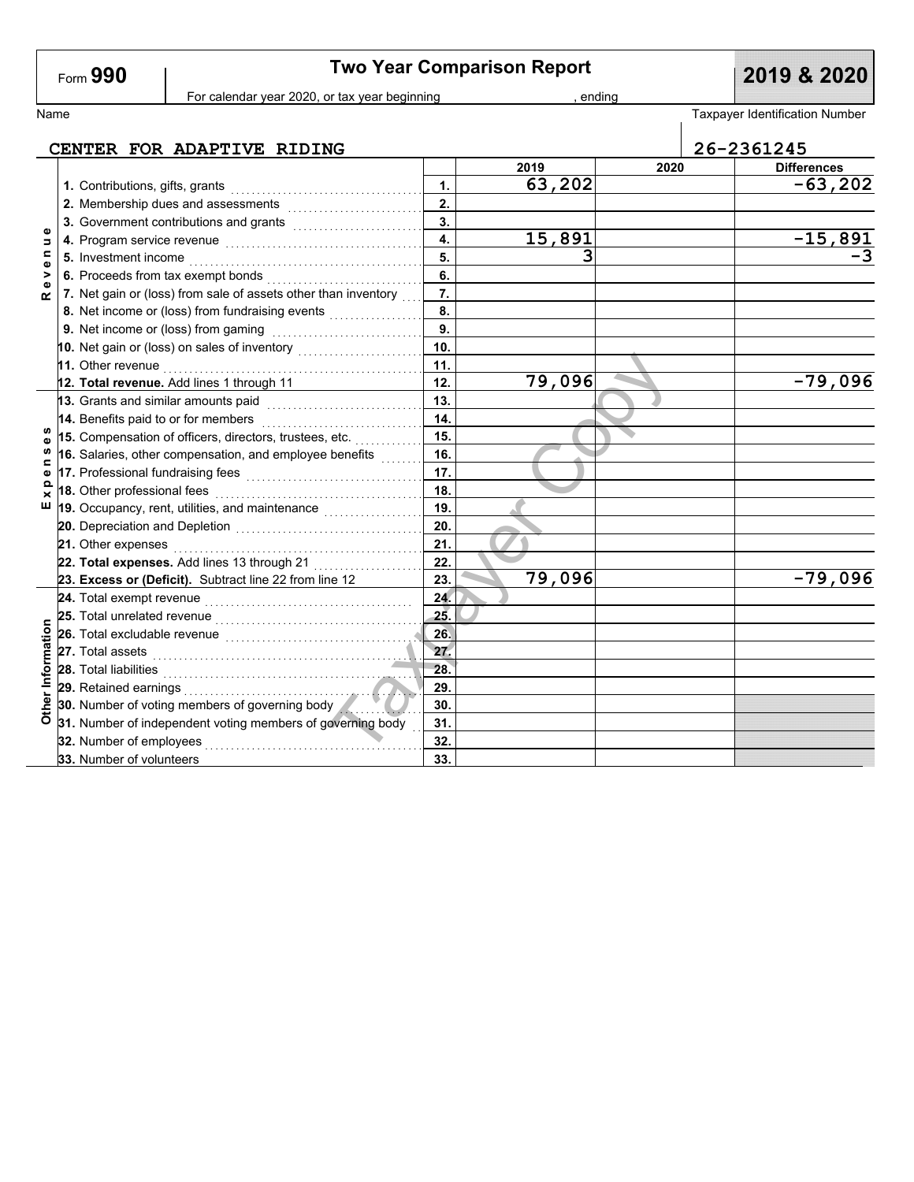Form **990**

# Two Year Comparison Report

**2019 & 2020**

For calendar year 2020, or tax year beginning , ending

| Name | Taxpayer Identification Number |
|---|---|
| CENTER FOR ADAPTIVE RIDING | 26-2361245 |

| Section | | | 2019 | 2020 | Differences |
|---|---|---|---|---|---|
| Revenue | 1. Contributions, gifts, grants | 1. | 63,202 | | -63,202 |
| | 2. Membership dues and assessments | 2. | | | |
| | 3. Government contributions and grants | 3. | | | |
| | 4. Program service revenue | 4. | 15,891 | | -15,891 |
| | 5. Investment income | 5. | 3 | | -3 |
| | 6. Proceeds from tax exempt bonds | 6. | | | |
| | 7. Net gain or (loss) from sale of assets other than inventory | 7. | | | |
| | 8. Net income or (loss) from fundraising events | 8. | | | |
| | 9. Net income or (loss) from gaming | 9. | | | |
| | 10. Net gain or (loss) on sales of inventory | 10. | | | |
| | 11. Other revenue | 11. | | | |
| | **12. Total revenue.** Add lines 1 through 11 | 12. | 79,096 | | -79,096 |
| Expenses | 13. Grants and similar amounts paid | 13. | | | |
| | 14. Benefits paid to or for members | 14. | | | |
| | 15. Compensation of officers, directors, trustees, etc. | 15. | | | |
| | 16. Salaries, other compensation, and employee benefits | 16. | | | |
| | 17. Professional fundraising fees | 17. | | | |
| | 18. Other professional fees | 18. | | | |
| | 19. Occupancy, rent, utilities, and maintenance | 19. | | | |
| | 20. Depreciation and Depletion | 20. | | | |
| | 21. Other expenses | 21. | | | |
| | **22. Total expenses.** Add lines 13 through 21 | 22. | | | |
| | **23. Excess or (Deficit).** Subtract line 22 from line 12 | 23. | 79,096 | | -79,096 |
| Other Information | 24. Total exempt revenue | 24. | | | |
| | 25. Total unrelated revenue | 25. | | | |
| | 26. Total excludable revenue | 26. | | | |
| | 27. Total assets | 27. | | | |
| | 28. Total liabilities | 28. | | | |
| | 29. Retained earnings | 29. | | | |
| | 30. Number of voting members of governing body | 30. | | | |
| | 31. Number of independent voting members of governing body | 31. | | | |
| | 32. Number of employees | 32. | | | |
| | 33. Number of volunteers | 33. | | | |

Taxpayer Copy